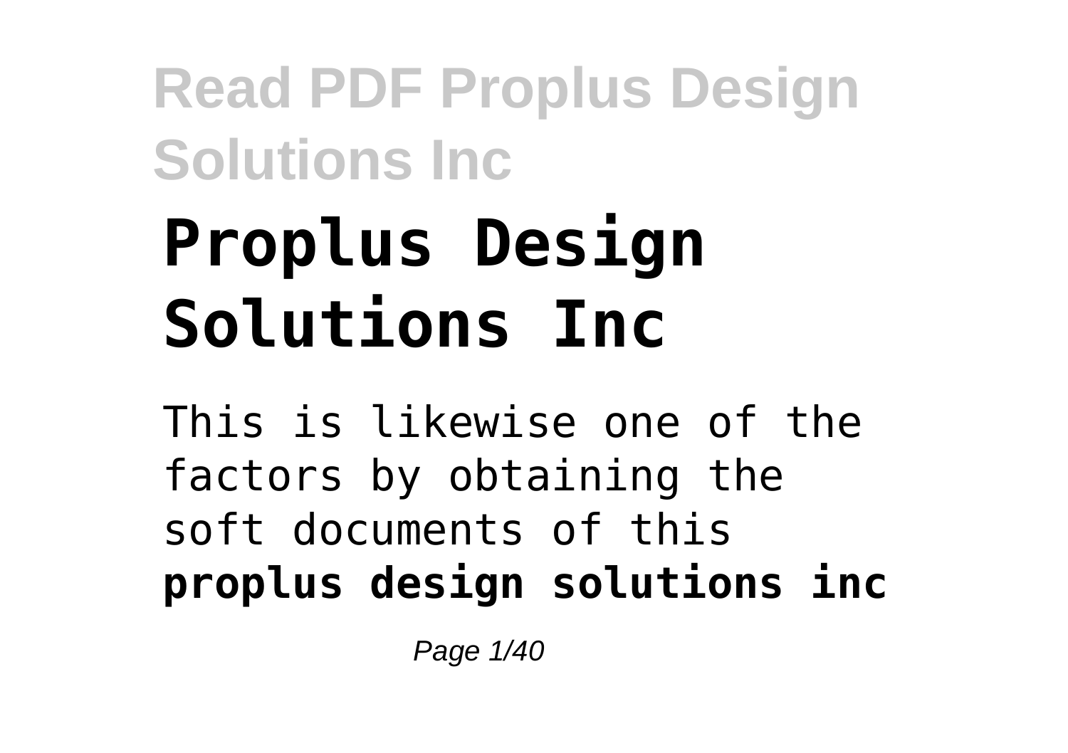# Proplus Design Solutions Inc

This is likewise one of the factors by obtaining the soft documents of this **proplus design solutions inc**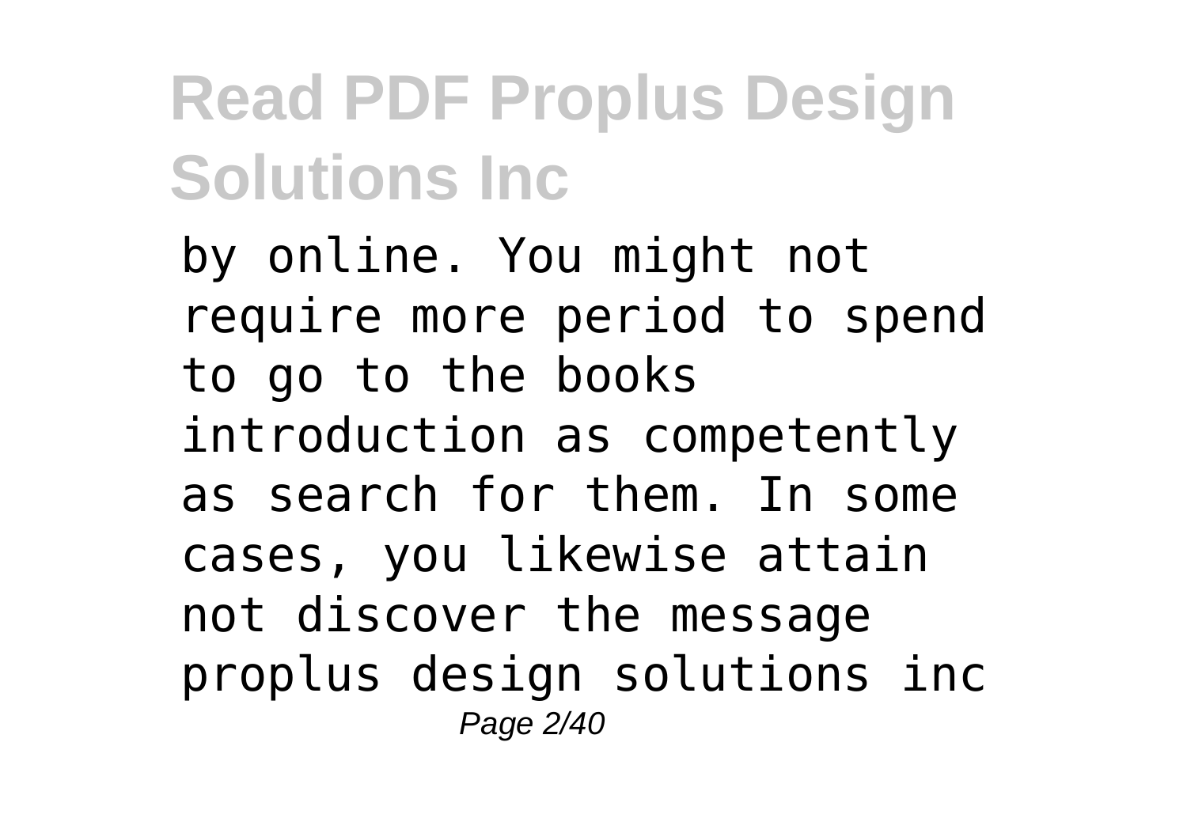by online. You might not require more period to spend to go to the books introduction as competently as search for them. In some cases, you likewise attain not discover the message proplus design solutions inc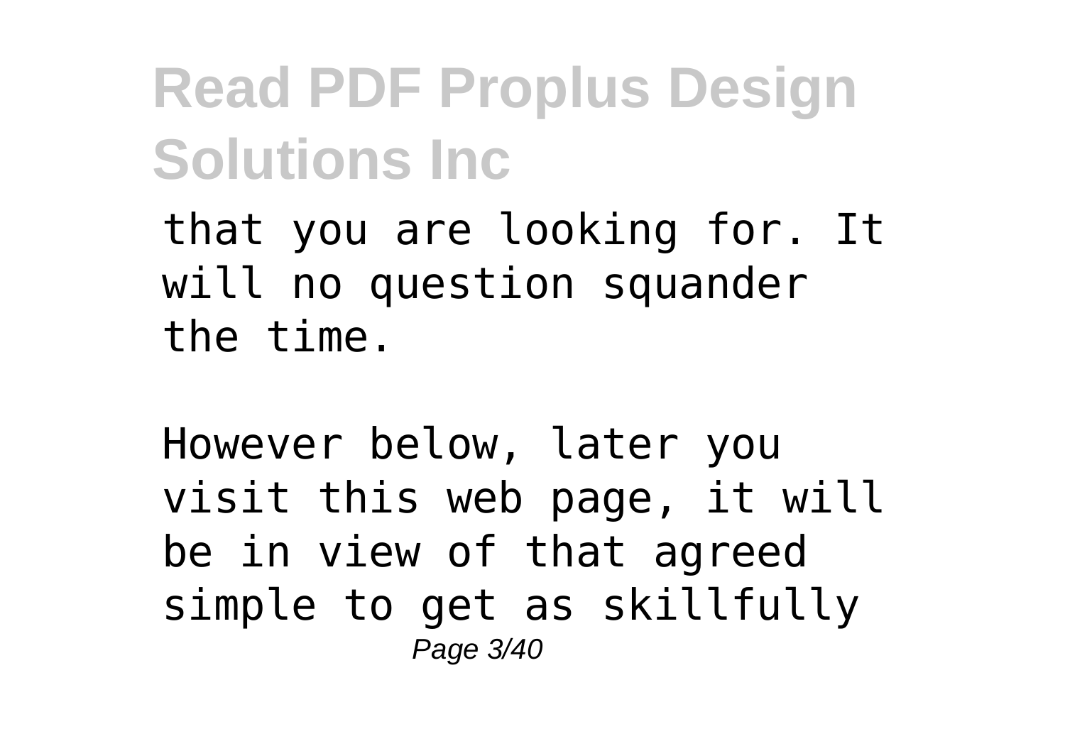that you are looking for. It will no question squander the time.

However below, later you visit this web page, it will be in view of that agreed simple to get as skillfully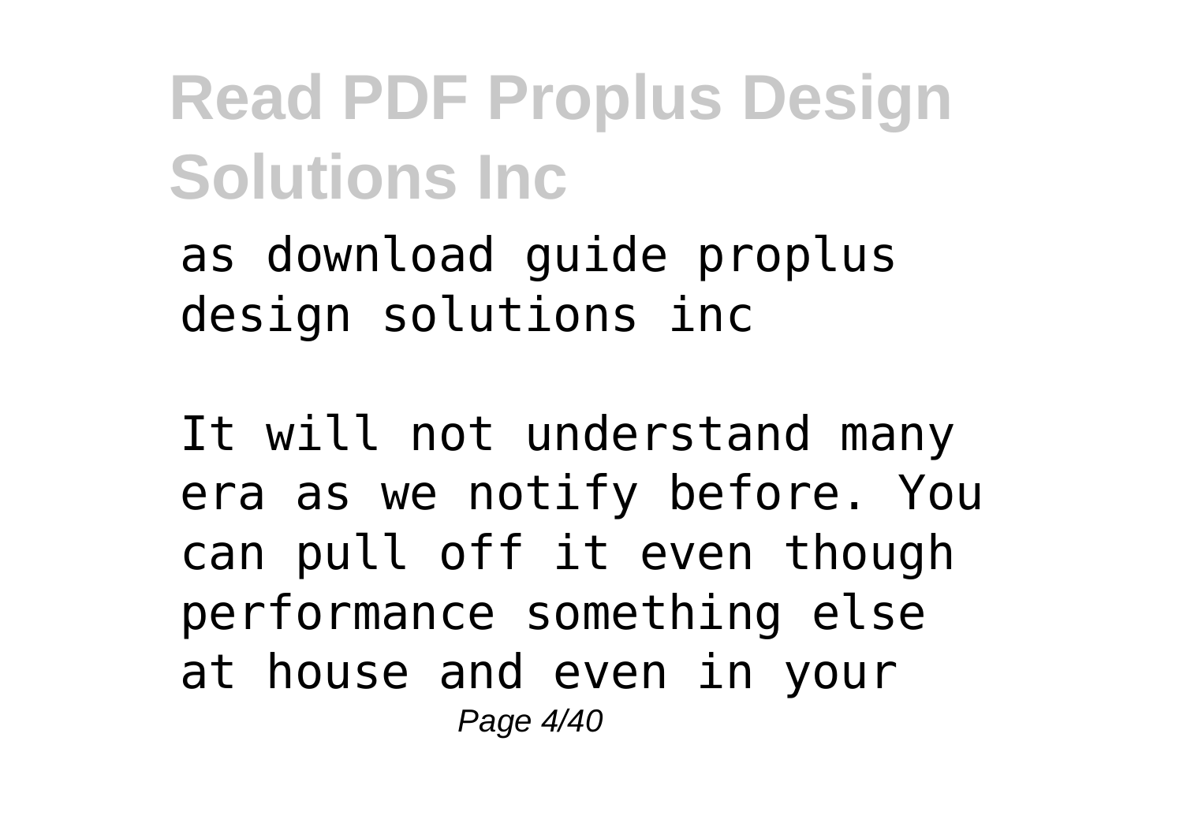as download guide proplus design solutions inc

It will not understand many era as we notify before. You can pull off it even though performance something else at house and even in your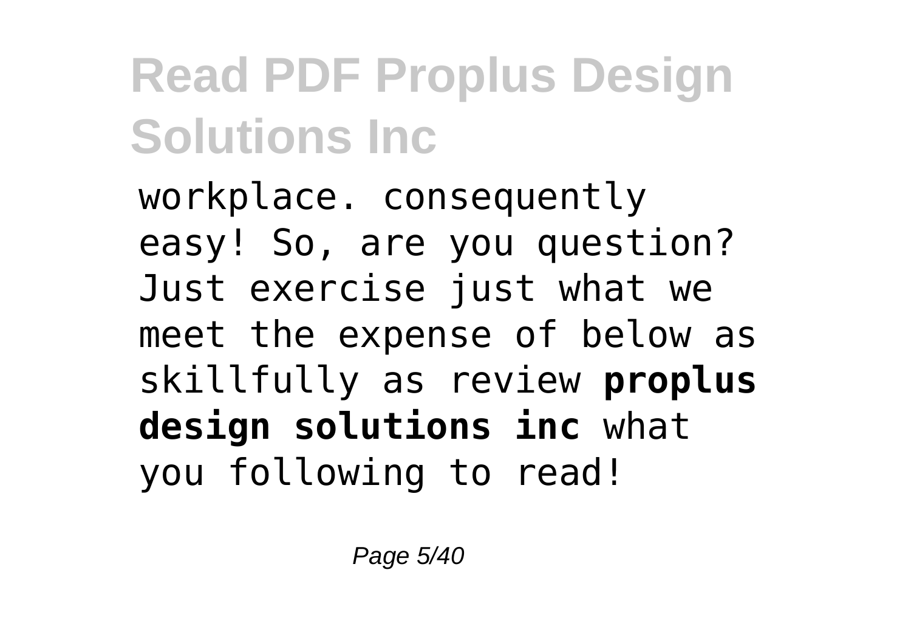workplace. consequently easy! So, are you question? Just exercise just what we meet the expense of below as skillfully as review **proplus design solutions inc** what you following to read!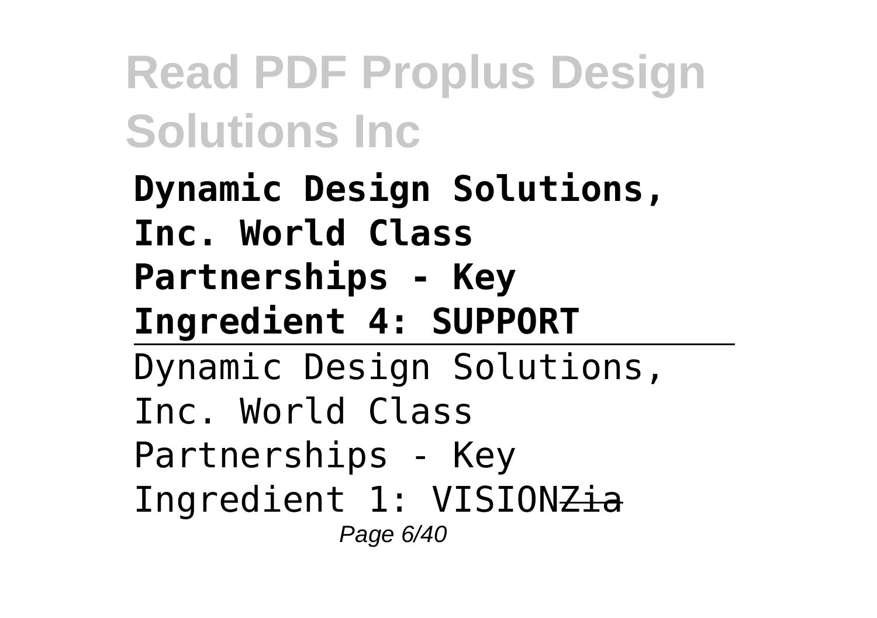**Dynamic Design Solutions, Inc. World Class Partnerships - Key Ingredient 4: SUPPORT**

---

Dynamic Design Solutions, Inc. World Class Partnerships - Key Ingredient 1: VISION~~Zia~~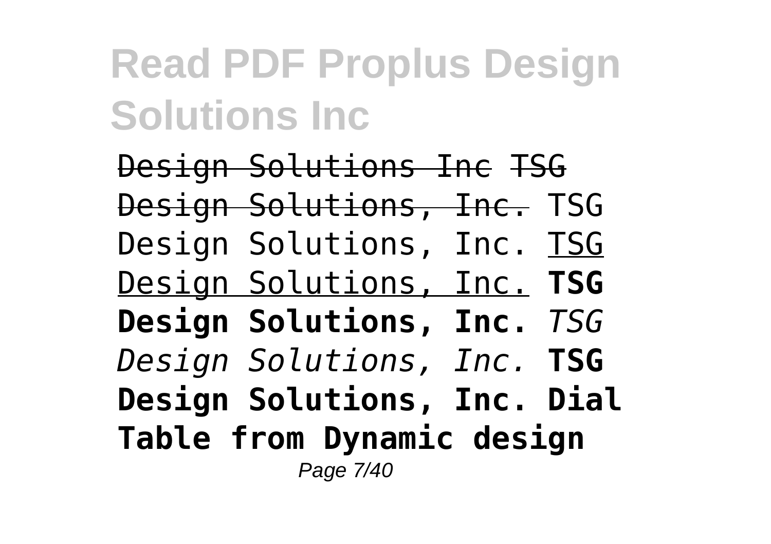# Read PDF Proplus Design Solutions Inc

~~Design Solutions Inc TSG Design Solutions, Inc.~~ TSG Design Solutions, Inc. <u>TSG Design Solutions, Inc.</u> **TSG Design Solutions, Inc.** *TSG Design Solutions, Inc.* **TSG Design Solutions, Inc. Dial Table from Dynamic design**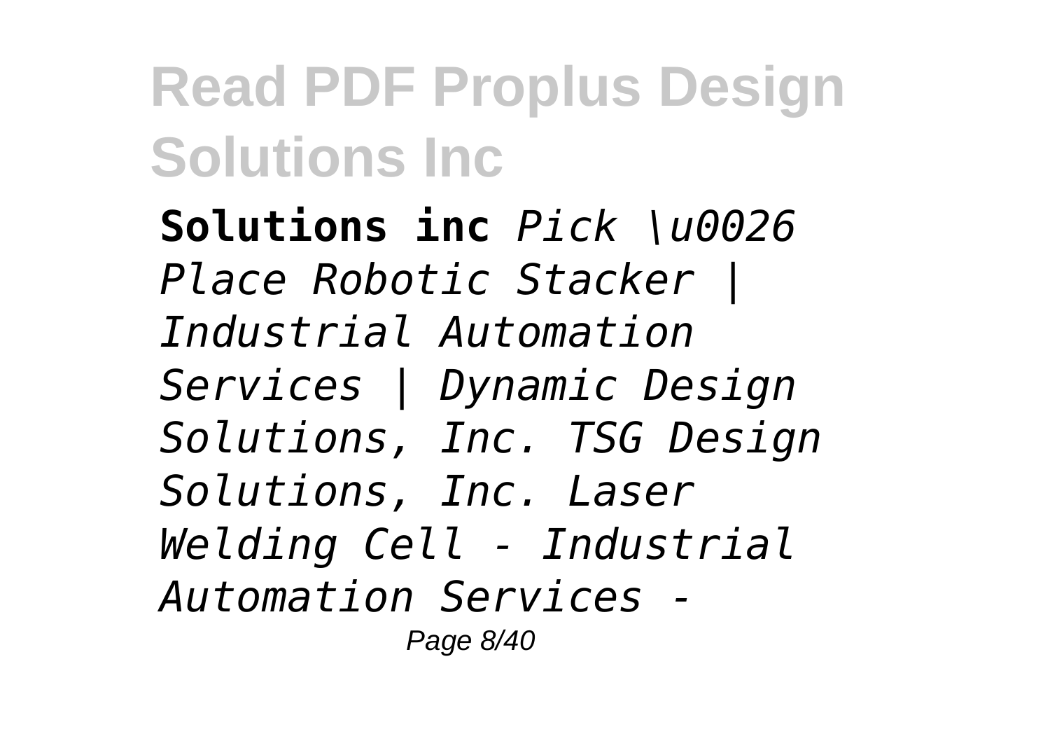**Solutions inc** *Pick \u0026 Place Robotic Stacker | Industrial Automation Services | Dynamic Design Solutions, Inc. TSG Design Solutions, Inc. Laser Welding Cell - Industrial Automation Services -*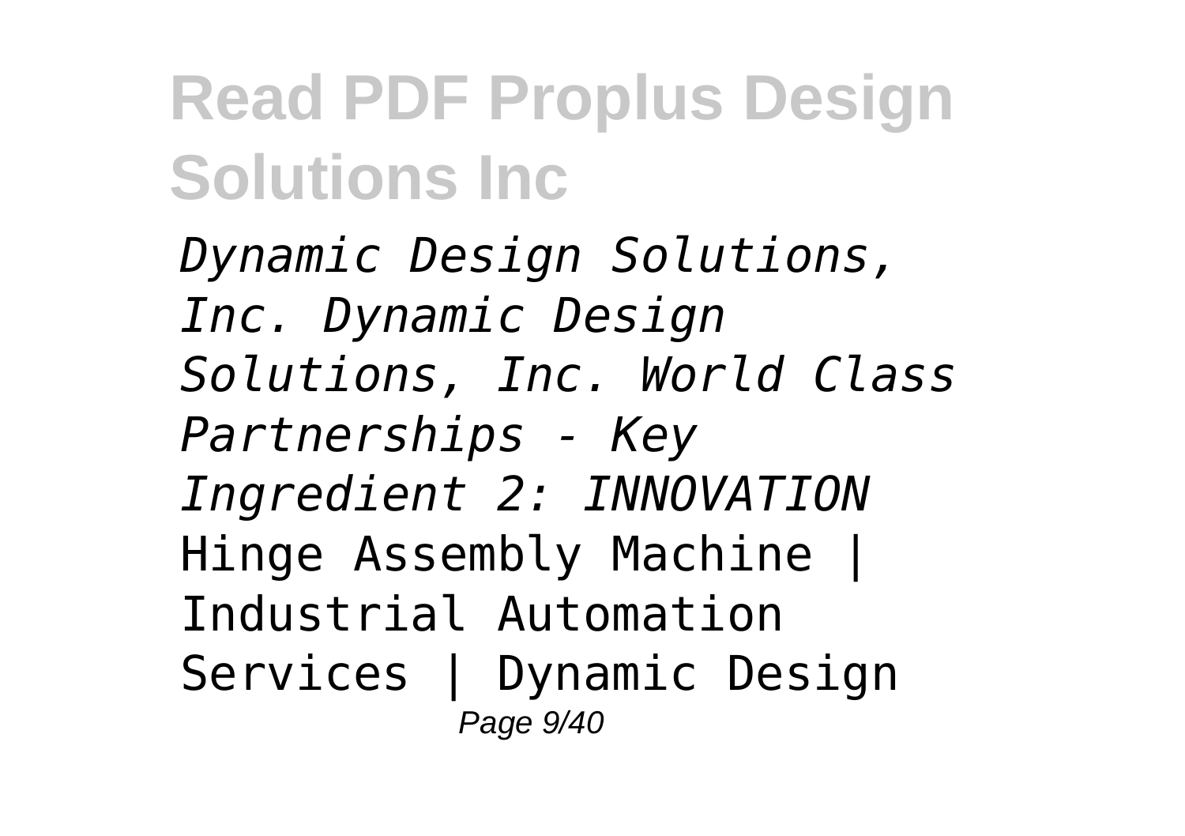*Dynamic Design Solutions, Inc. Dynamic Design Solutions, Inc. World Class Partnerships - Key Ingredient 2: INNOVATION* Hinge Assembly Machine | Industrial Automation Services | Dynamic Design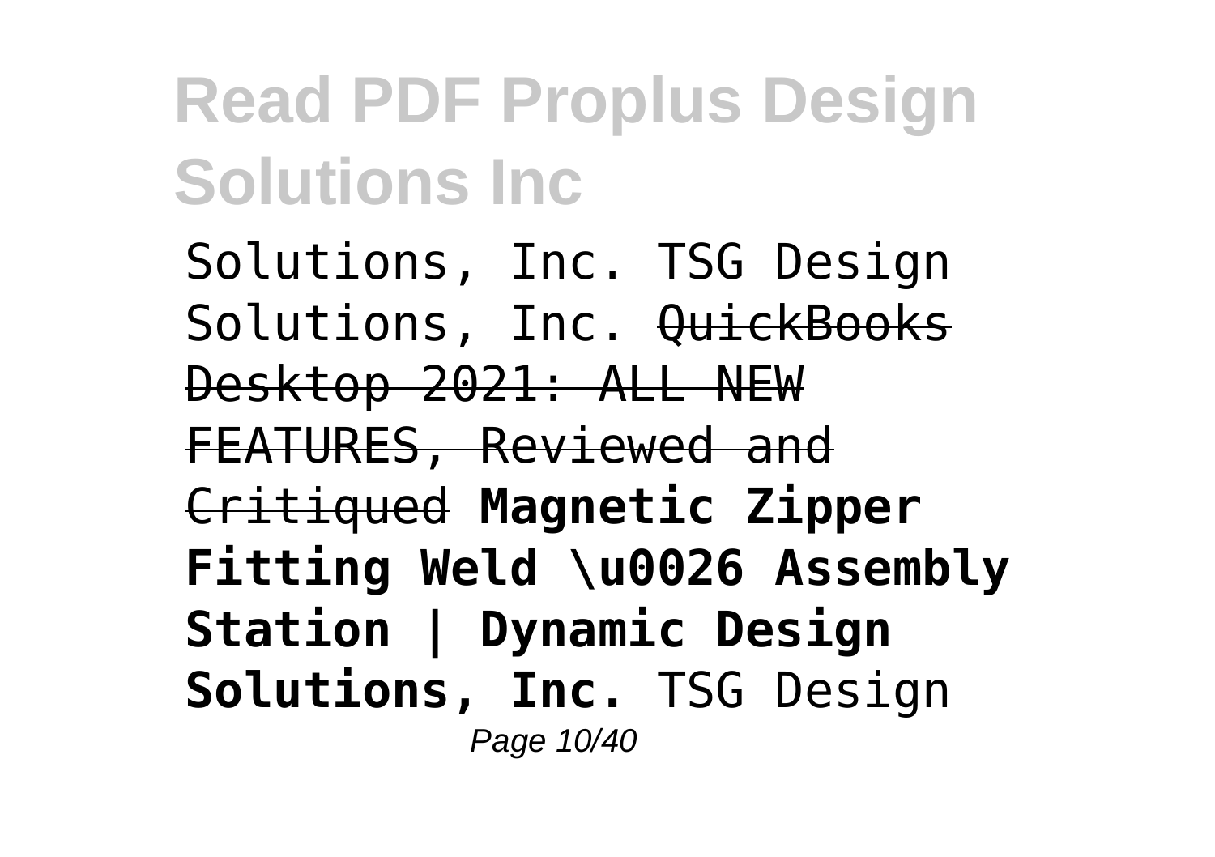Solutions, Inc. TSG Design Solutions, Inc. ~~QuickBooks Desktop 2021: ALL NEW FEATURES, Reviewed and Critiqued~~ **Magnetic Zipper Fitting Weld \u0026 Assembly Station | Dynamic Design Solutions, Inc.** TSG Design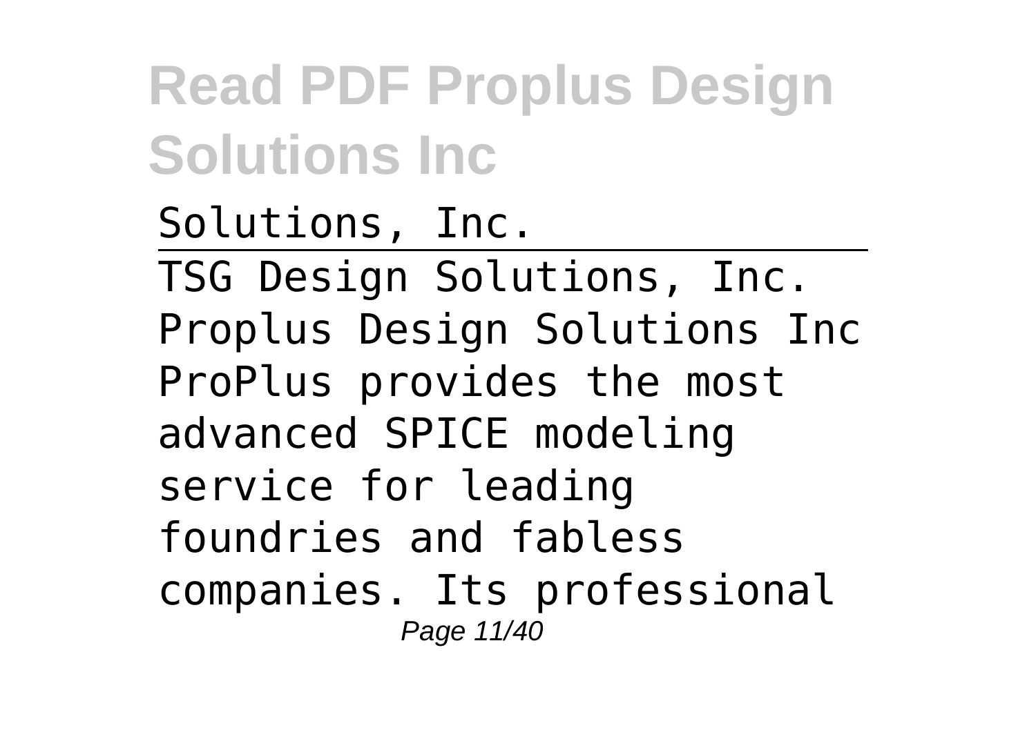Solutions, Inc.

---

TSG Design Solutions, Inc.
Proplus Design Solutions Inc
ProPlus provides the most advanced SPICE modeling service for leading foundries and fabless companies. Its professional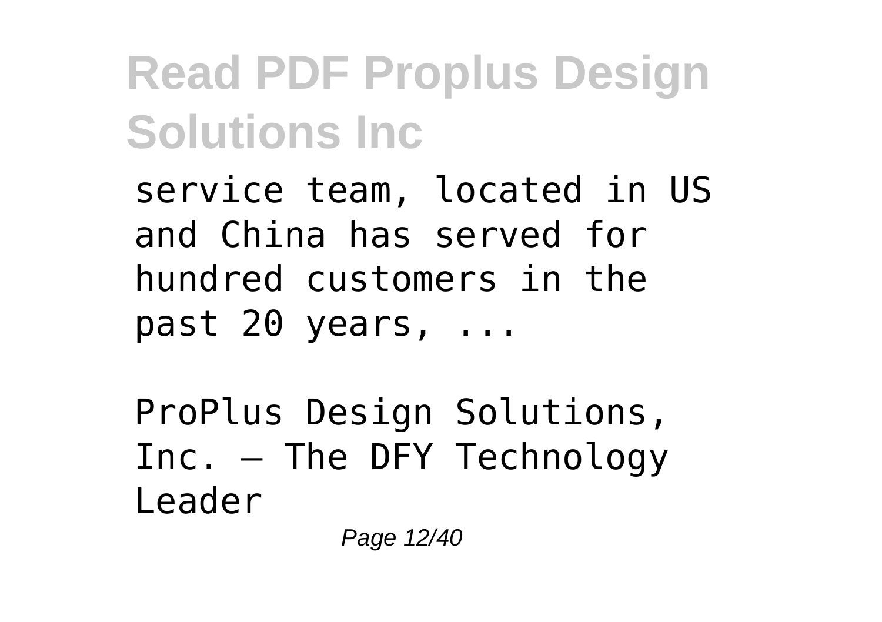service team, located in US and China has served for hundred customers in the past 20 years, ...

ProPlus Design Solutions, Inc. – The DFY Technology Leader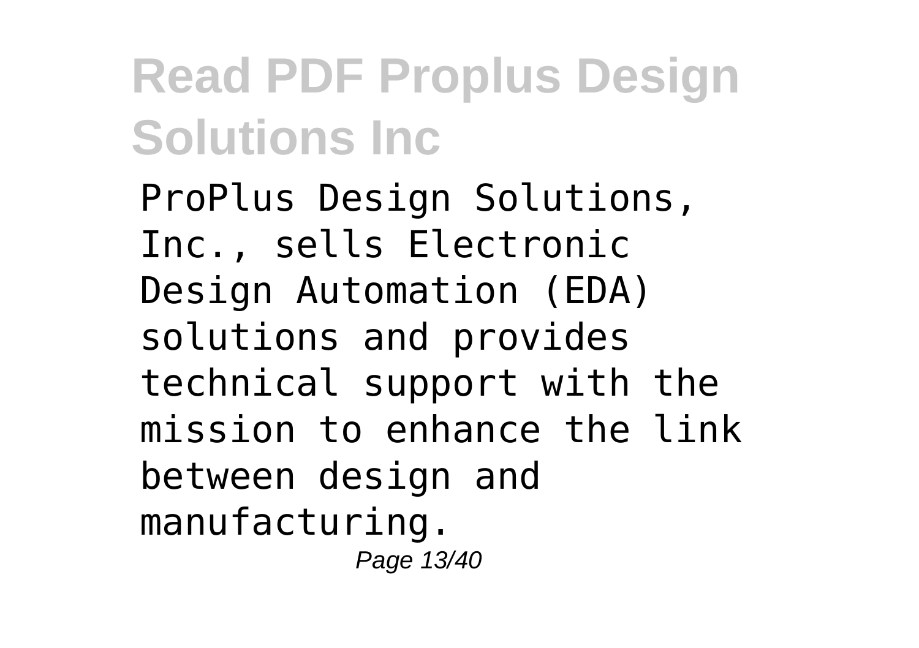# Read PDF Proplus Design Solutions Inc

ProPlus Design Solutions, Inc., sells Electronic Design Automation (EDA) solutions and provides technical support with the mission to enhance the link between design and manufacturing.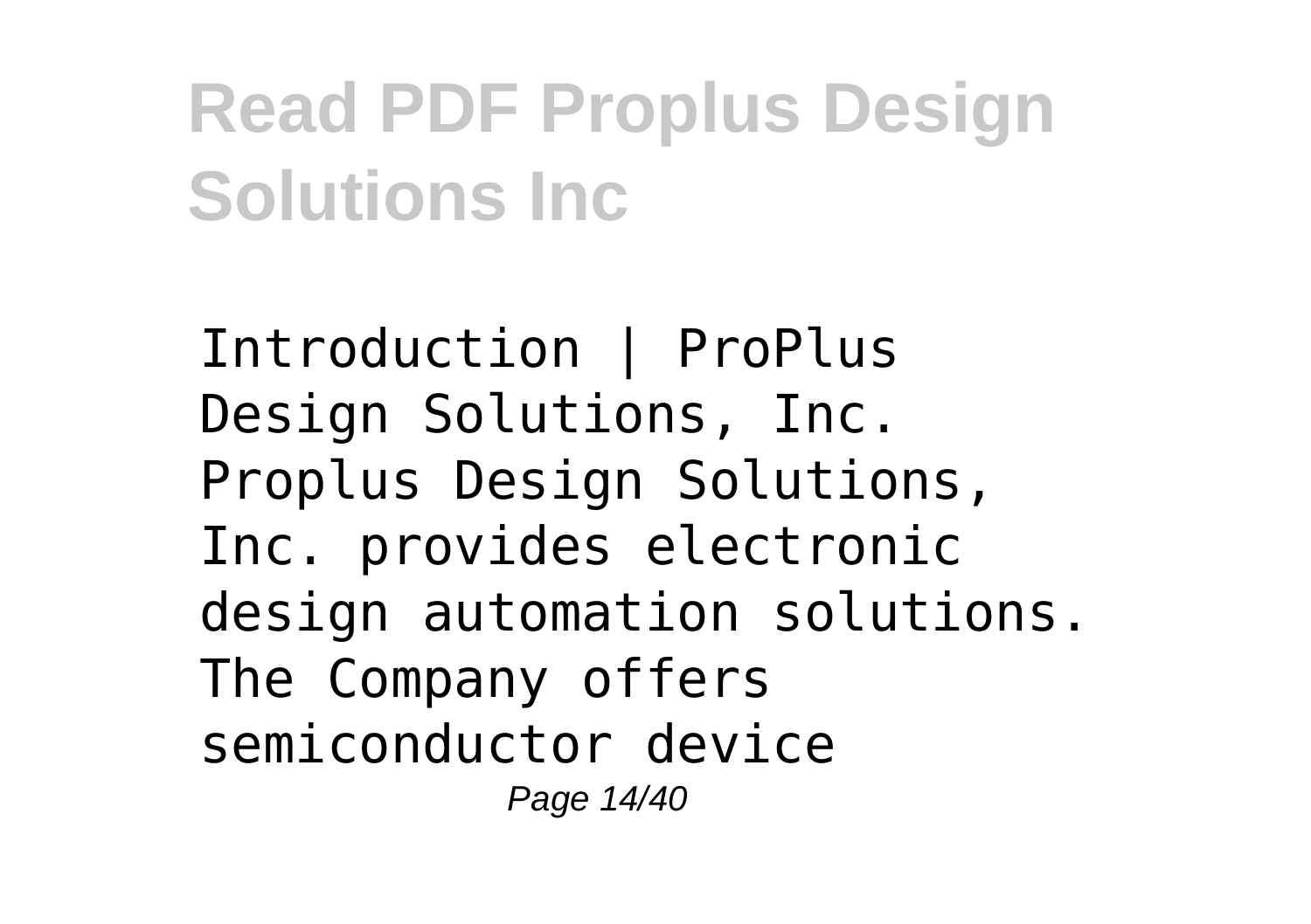Introduction | ProPlus Design Solutions, Inc. Proplus Design Solutions, Inc. provides electronic design automation solutions. The Company offers semiconductor device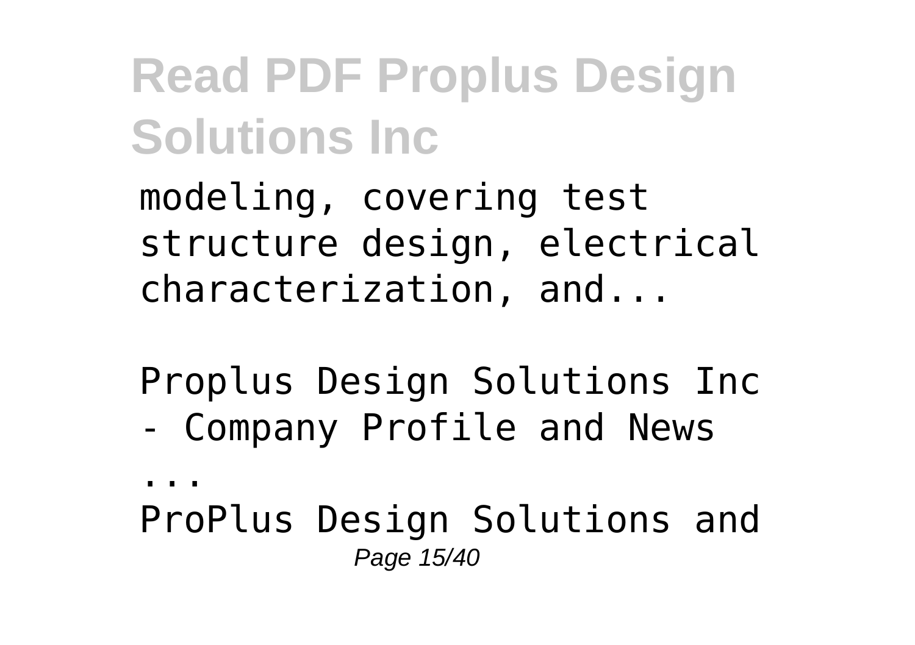modeling, covering test structure design, electrical characterization, and...

Proplus Design Solutions Inc - Company Profile and News ...

ProPlus Design Solutions and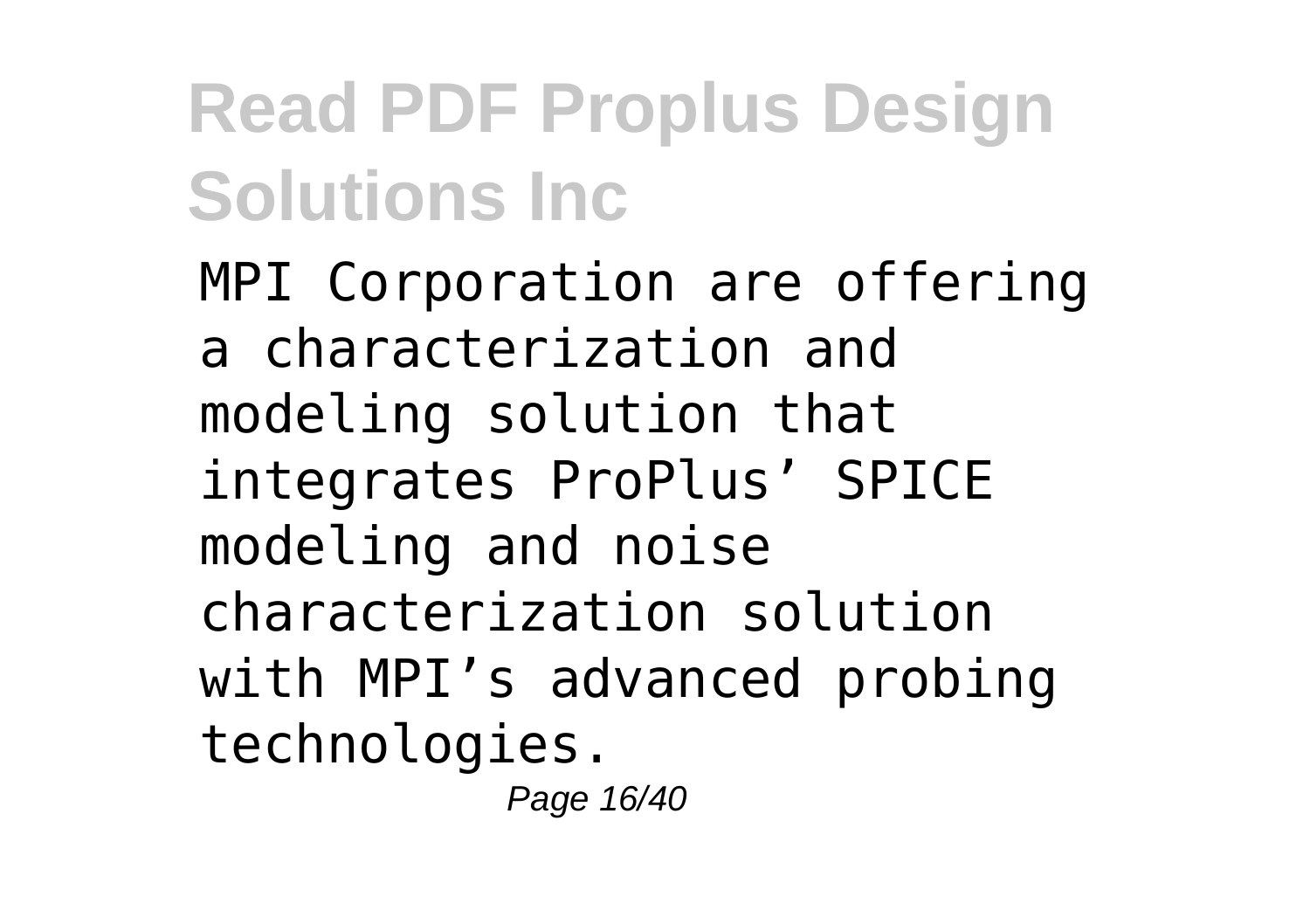MPI Corporation are offering a characterization and modeling solution that integrates ProPlus' SPICE modeling and noise characterization solution with MPI's advanced probing technologies.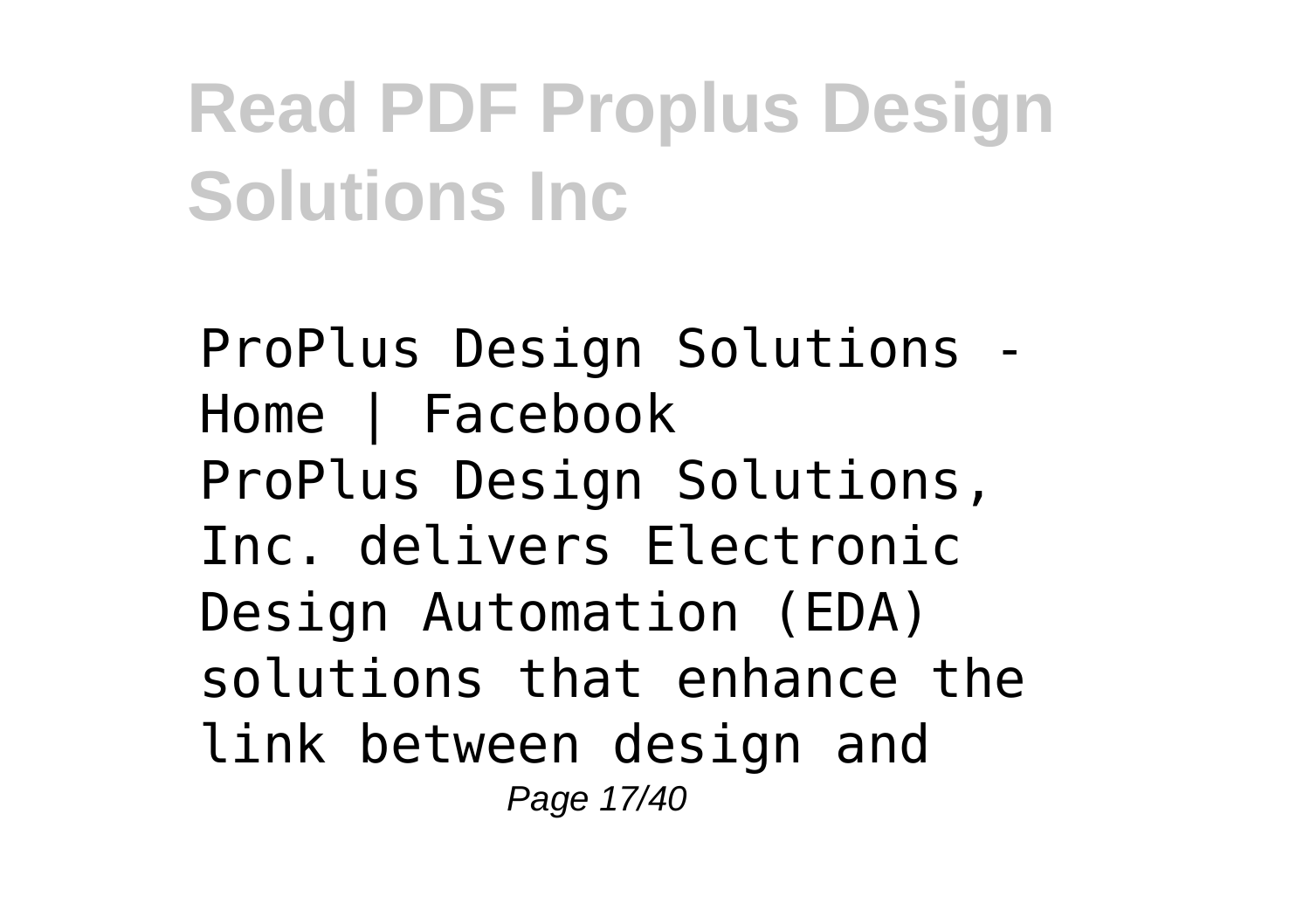ProPlus Design Solutions - Home | Facebook

ProPlus Design Solutions, Inc. delivers Electronic Design Automation (EDA) solutions that enhance the link between design and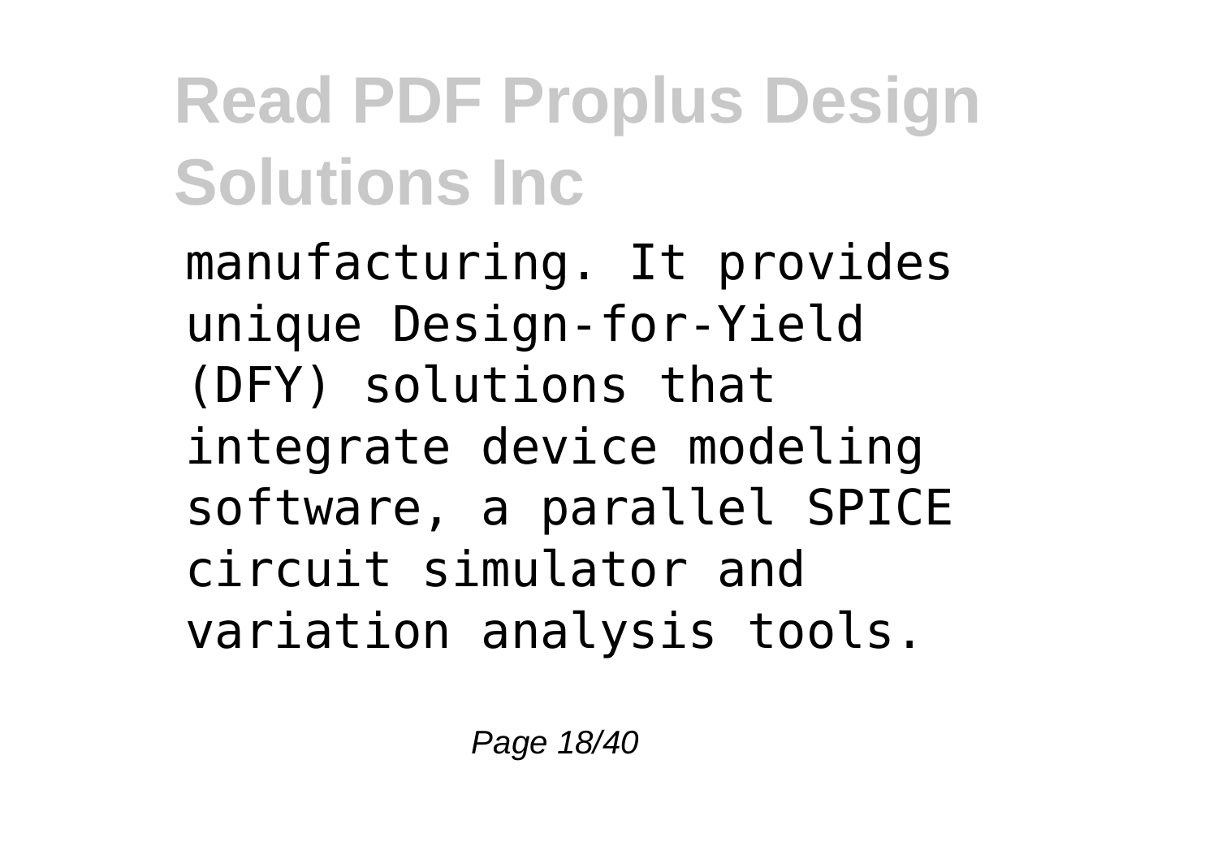manufacturing. It provides unique Design-for-Yield (DFY) solutions that integrate device modeling software, a parallel SPICE circuit simulator and variation analysis tools.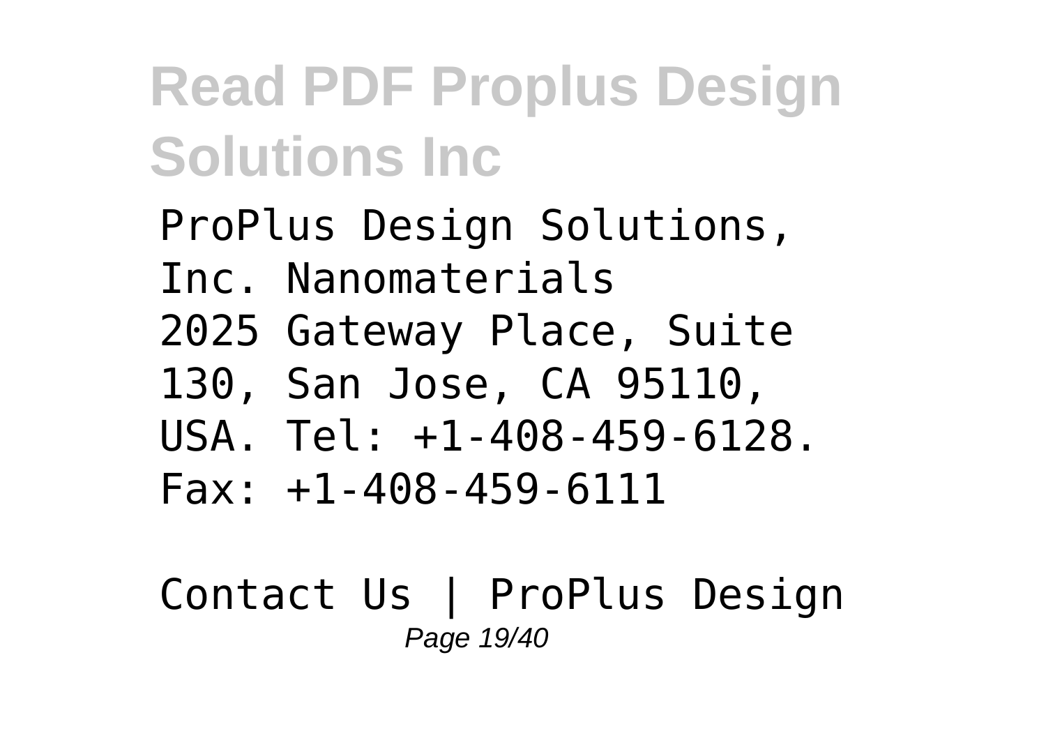ProPlus Design Solutions, Inc. Nanomaterials 2025 Gateway Place, Suite 130, San Jose, CA 95110, USA. Tel: +1-408-459-6128. Fax: +1-408-459-6111

Contact Us | ProPlus Design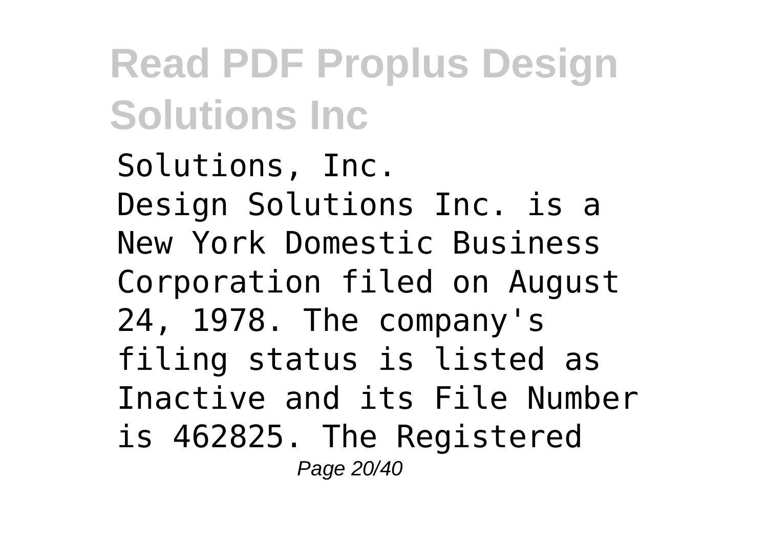Solutions, Inc.
Design Solutions Inc. is a New York Domestic Business Corporation filed on August 24, 1978. The company's filing status is listed as Inactive and its File Number is 462825. The Registered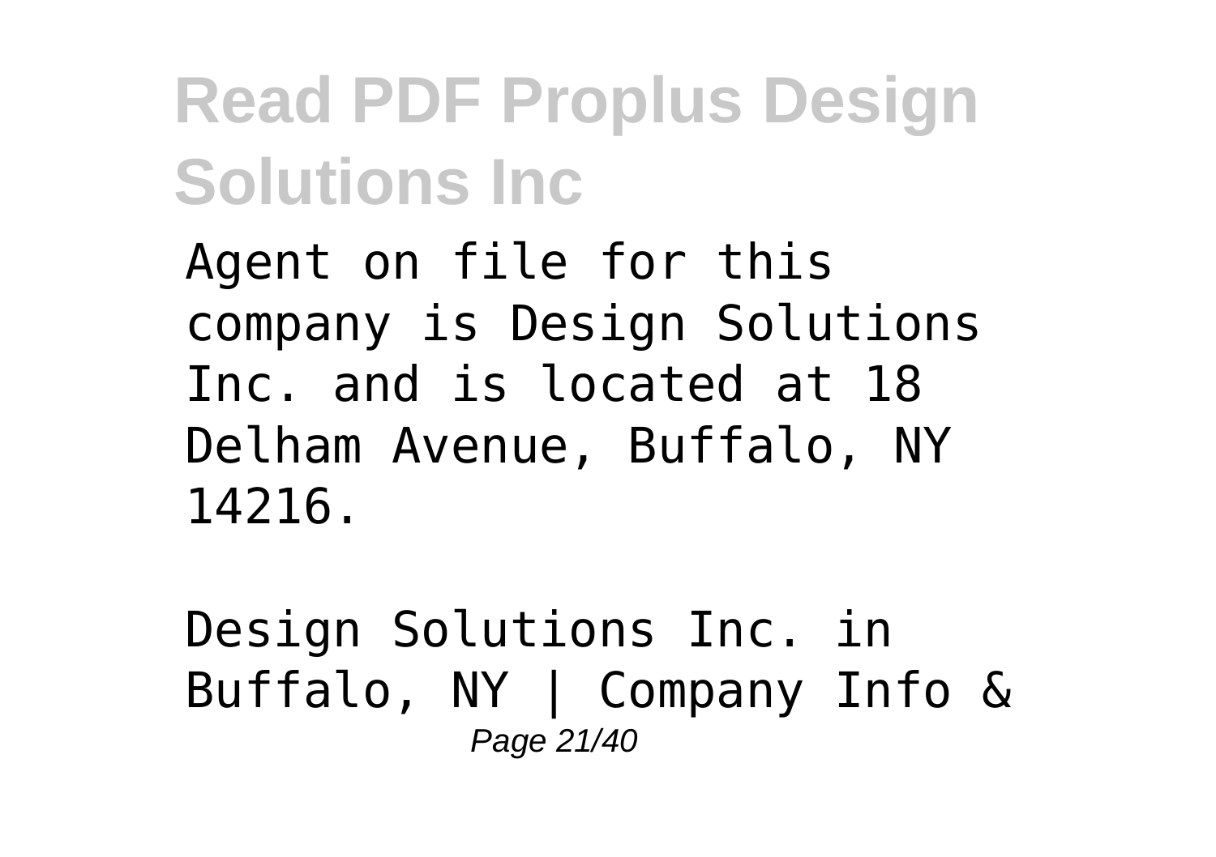Agent on file for this company is Design Solutions Inc. and is located at 18 Delham Avenue, Buffalo, NY 14216.

Design Solutions Inc. in Buffalo, NY | Company Info &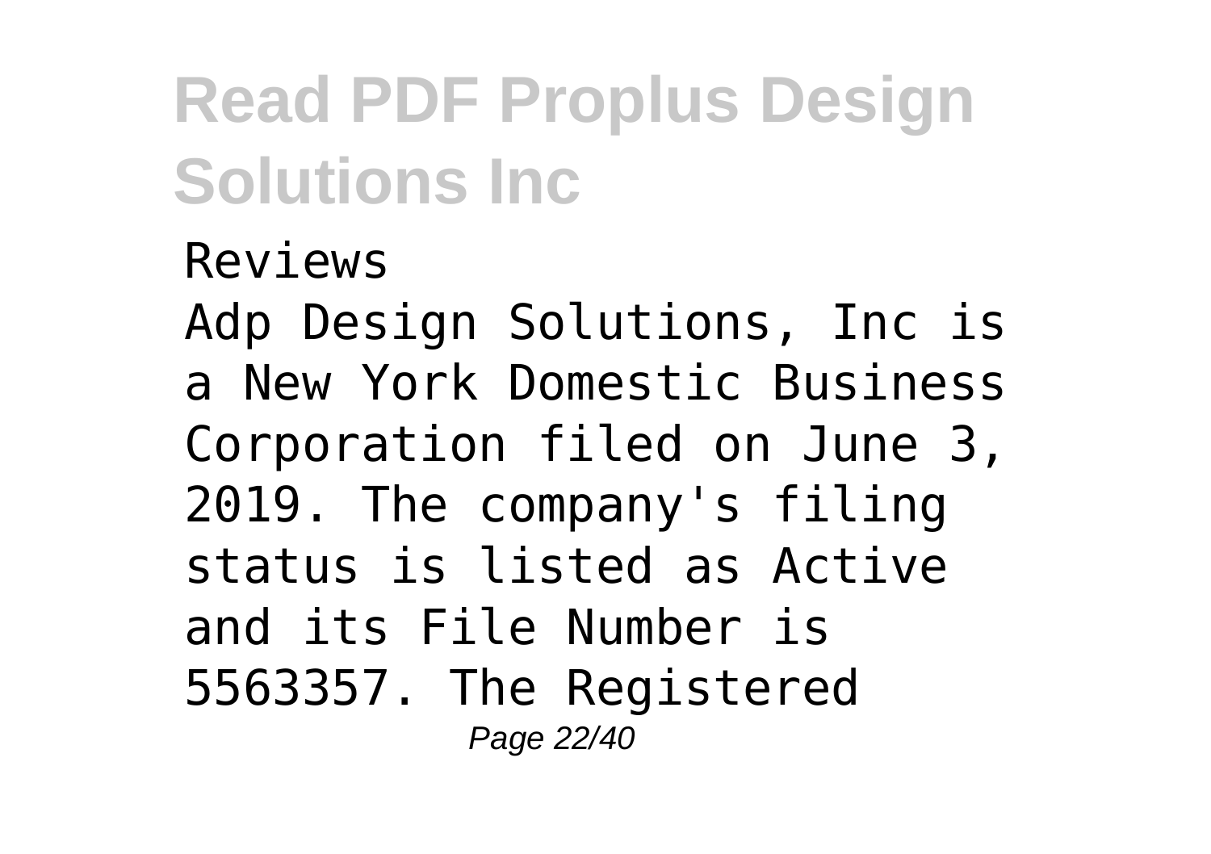Reviews

Adp Design Solutions, Inc is a New York Domestic Business Corporation filed on June 3, 2019. The company's filing status is listed as Active and its File Number is 5563357. The Registered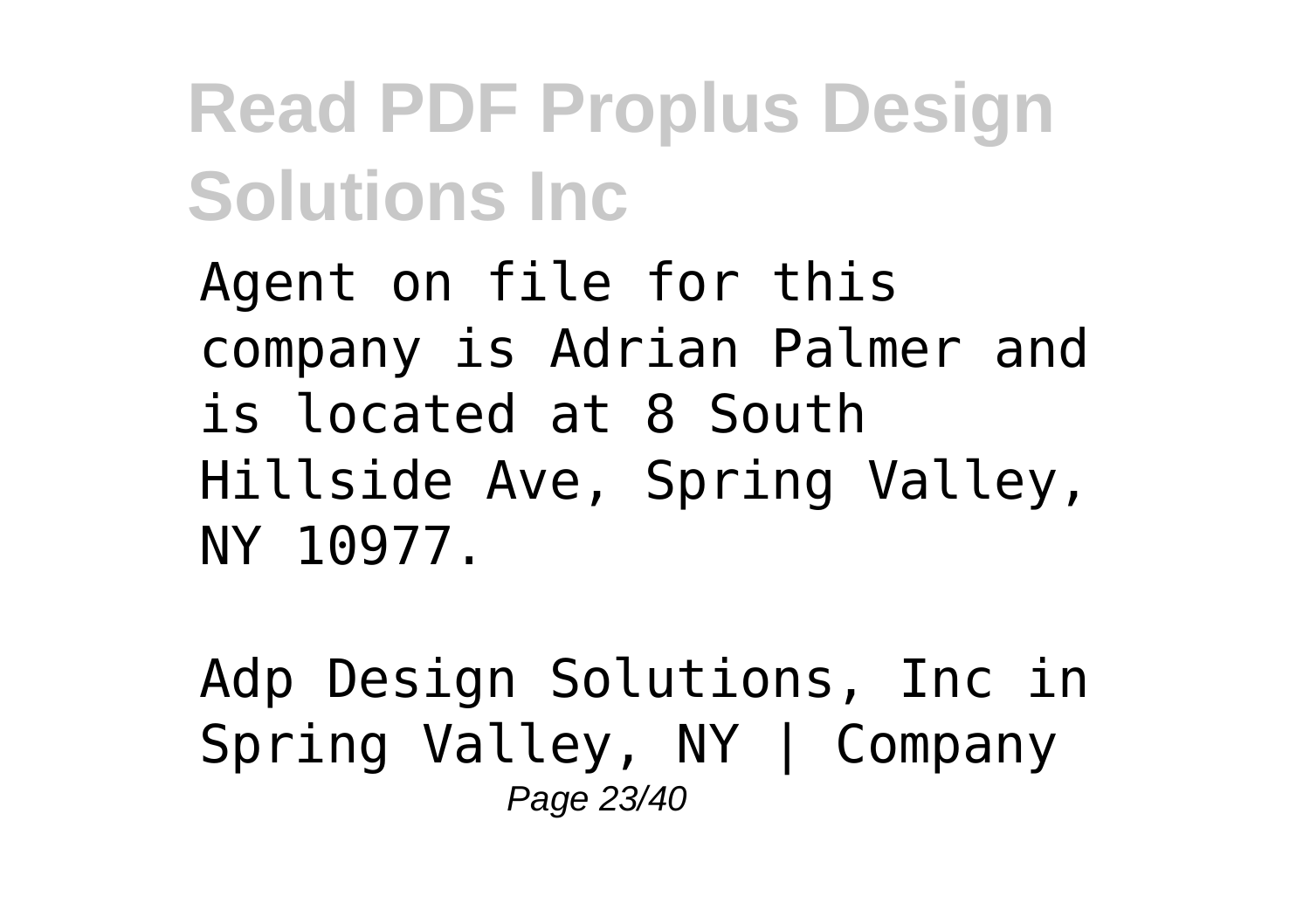Agent on file for this company is Adrian Palmer and is located at 8 South Hillside Ave, Spring Valley, NY 10977.

Adp Design Solutions, Inc in Spring Valley, NY | Company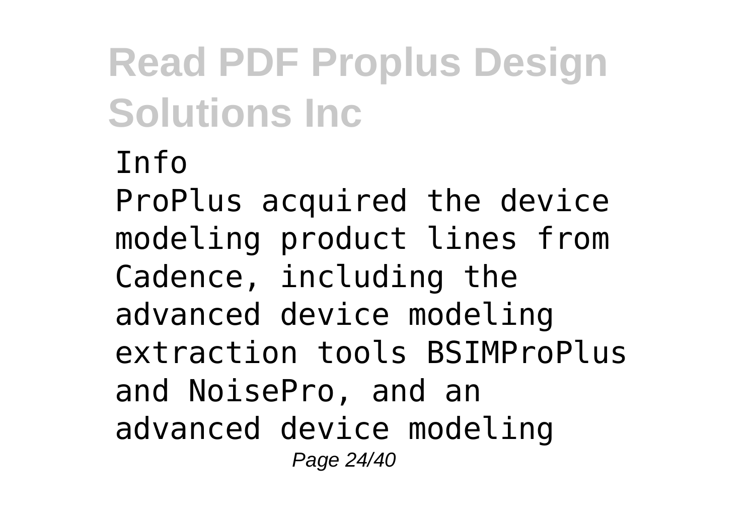Info

ProPlus acquired the device modeling product lines from Cadence, including the advanced device modeling extraction tools BSIMProPlus and NoisePro, and an advanced device modeling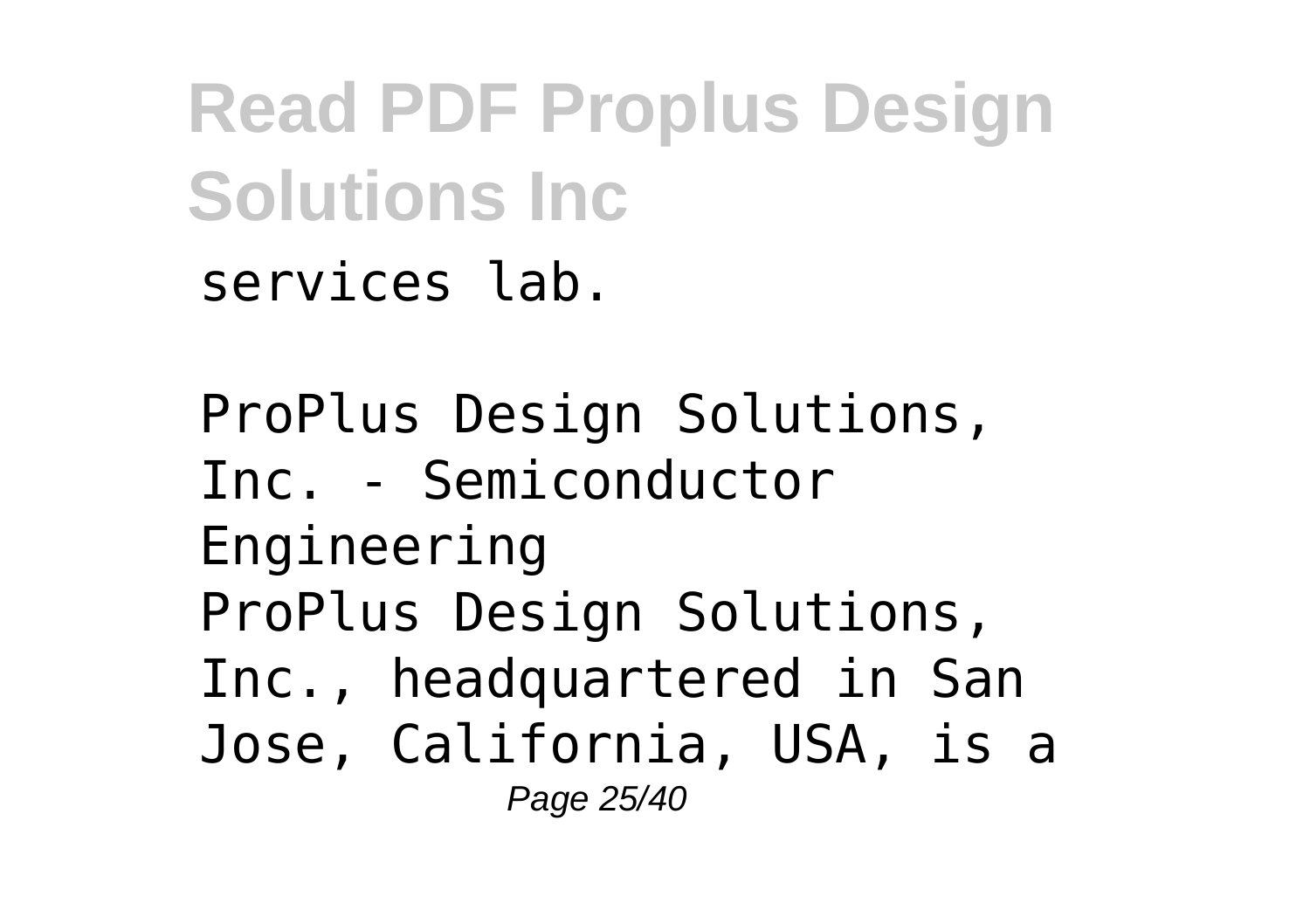services lab.

ProPlus Design Solutions, Inc. - Semiconductor Engineering

ProPlus Design Solutions, Inc., headquartered in San Jose, California, USA, is a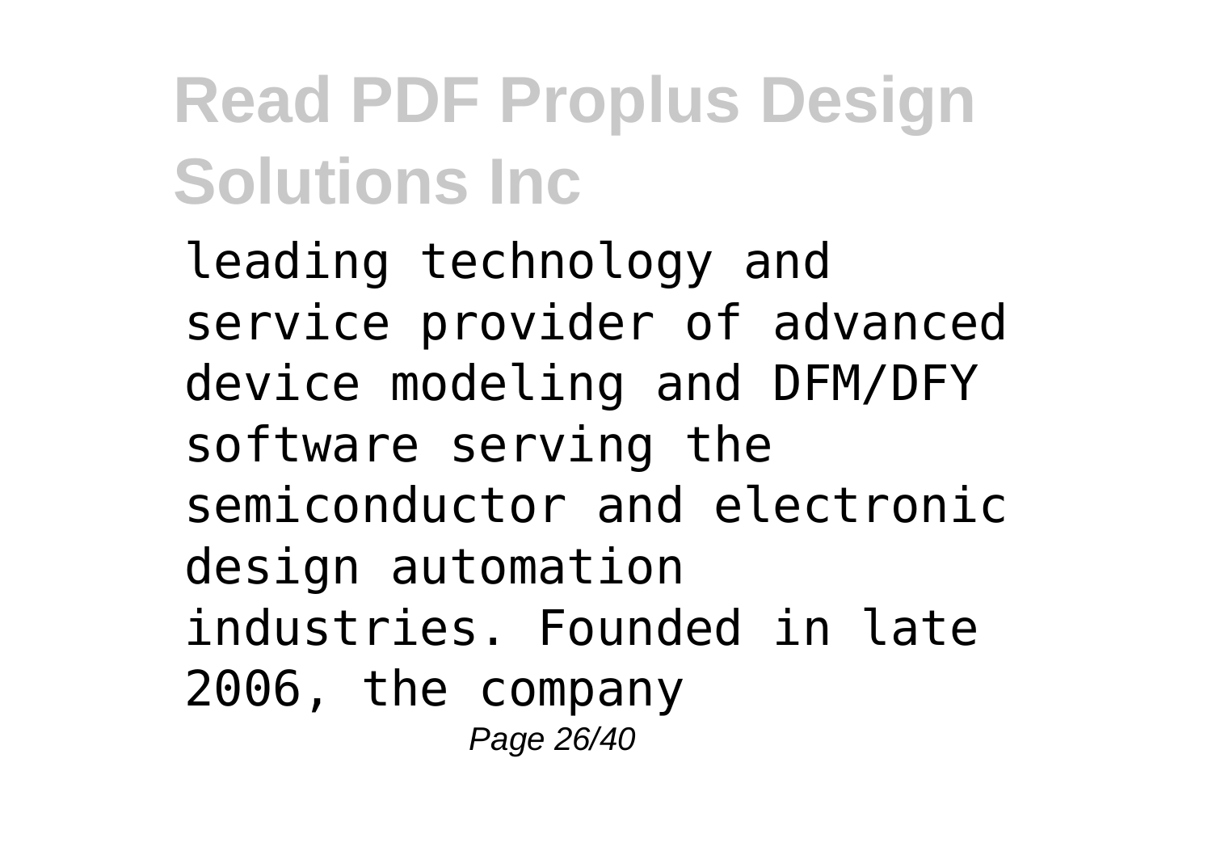leading technology and service provider of advanced device modeling and DFM/DFY software serving the semiconductor and electronic design automation industries. Founded in late 2006, the company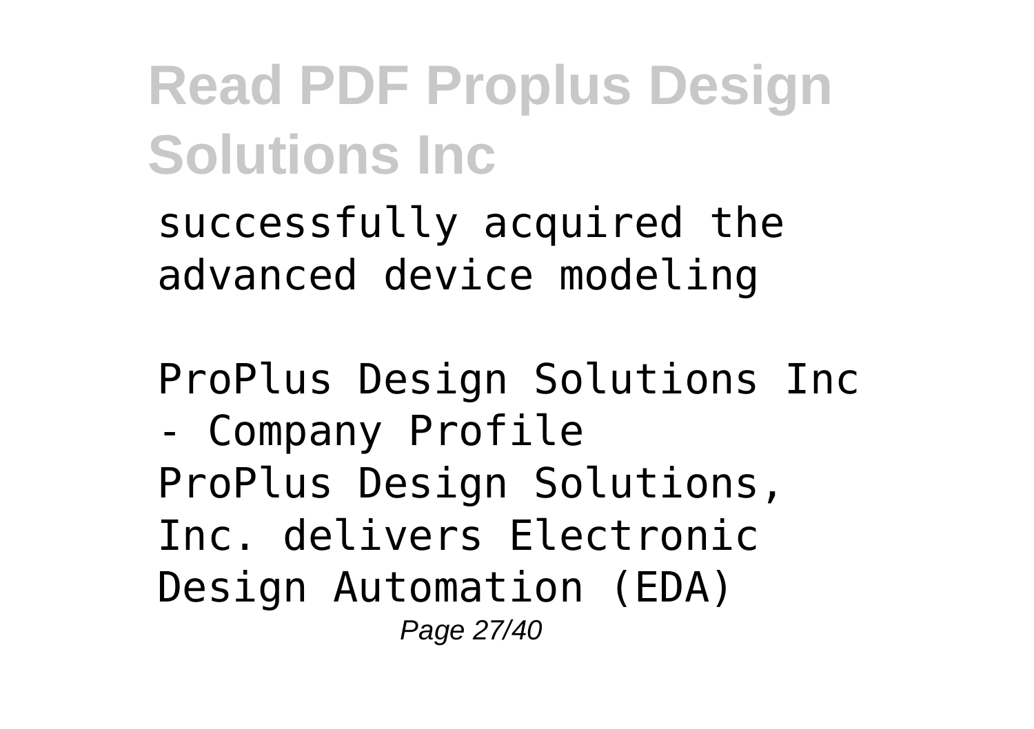successfully acquired the advanced device modeling

ProPlus Design Solutions Inc - Company Profile

ProPlus Design Solutions, Inc. delivers Electronic Design Automation (EDA)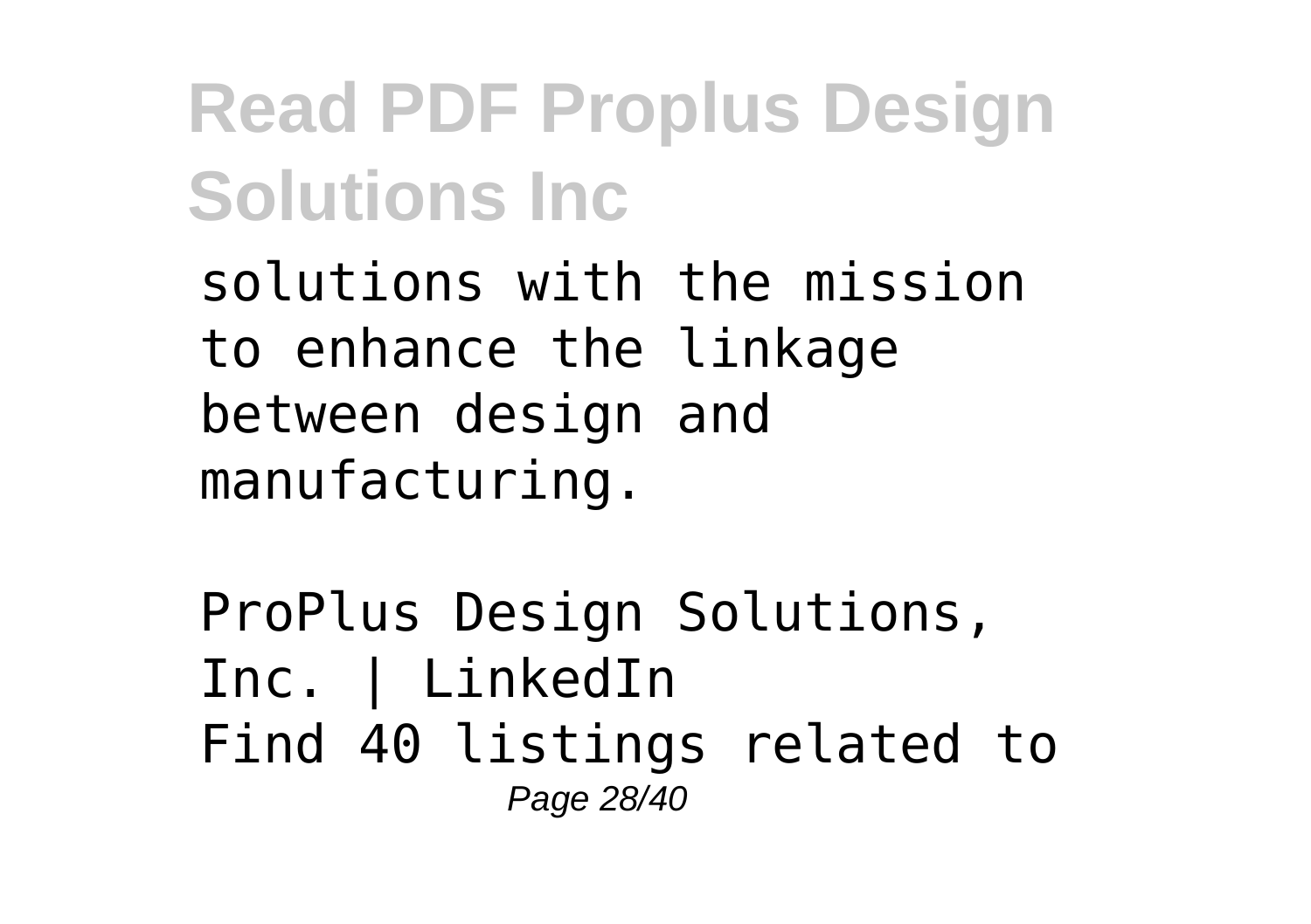solutions with the mission to enhance the linkage between design and manufacturing.

ProPlus Design Solutions, Inc. | LinkedIn
Find 40 listings related to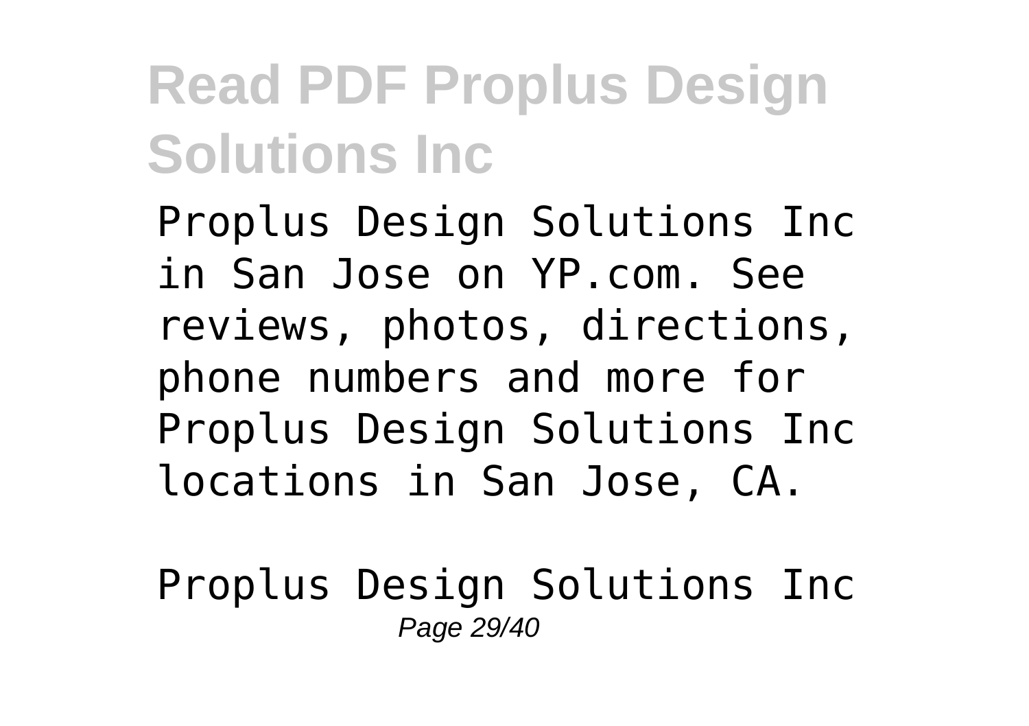Proplus Design Solutions Inc in San Jose on YP.com. See reviews, photos, directions, phone numbers and more for Proplus Design Solutions Inc locations in San Jose, CA.

Proplus Design Solutions Inc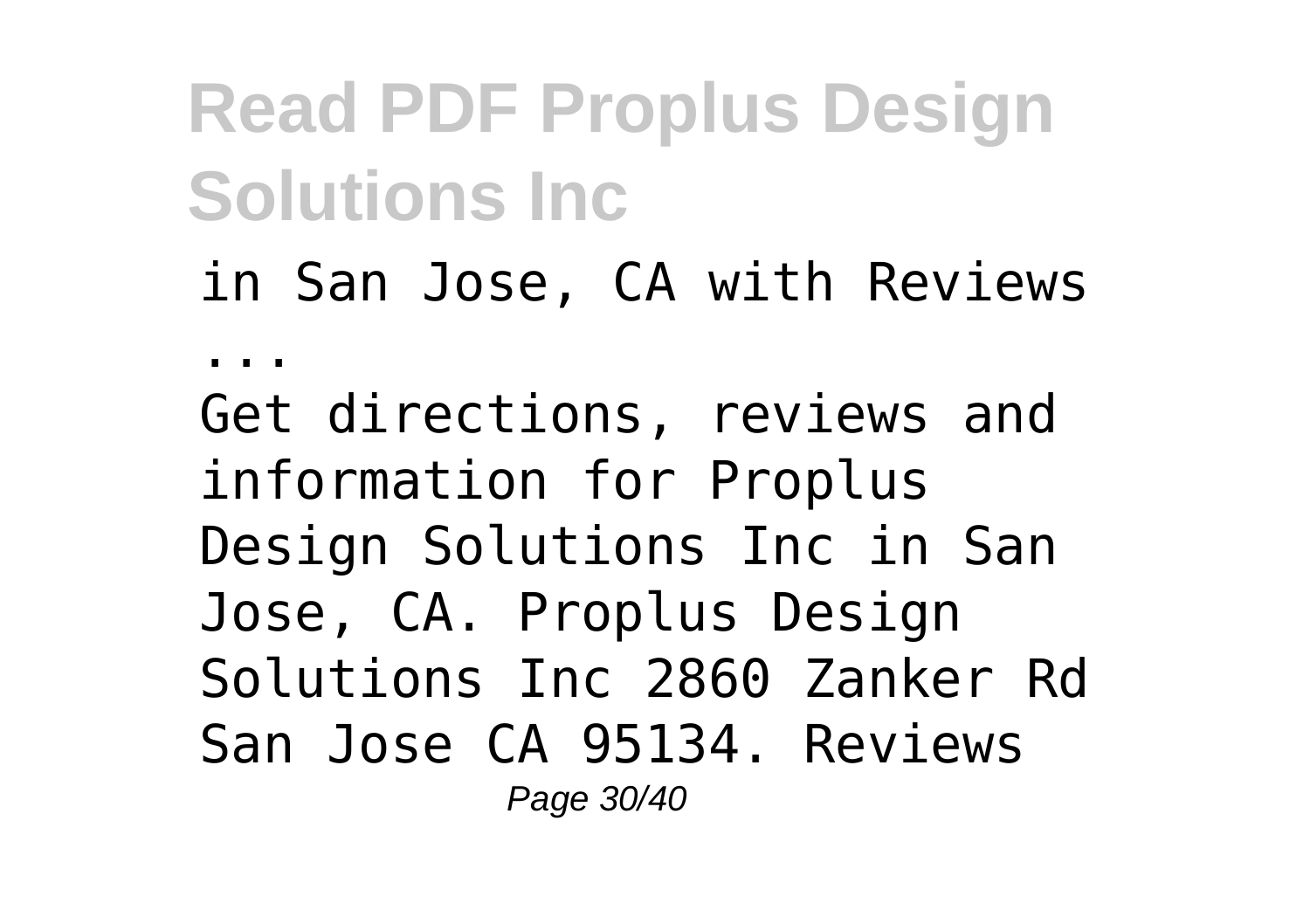in San Jose, CA with Reviews

...

Get directions, reviews and information for Proplus Design Solutions Inc in San Jose, CA. Proplus Design Solutions Inc 2860 Zanker Rd San Jose CA 95134. Reviews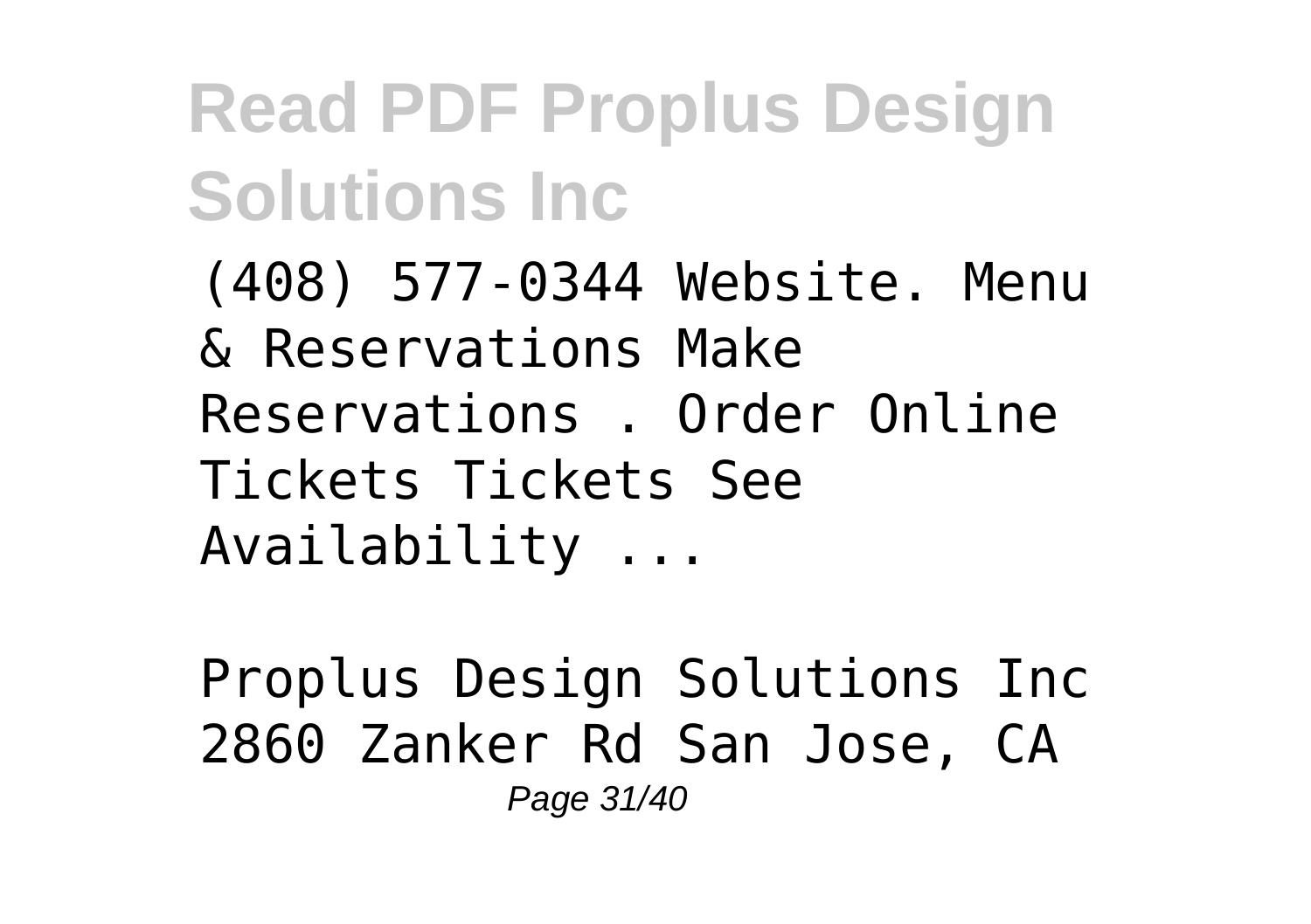(408) 577-0344 Website. Menu & Reservations Make Reservations . Order Online Tickets Tickets See Availability ...

Proplus Design Solutions Inc 2860 Zanker Rd San Jose, CA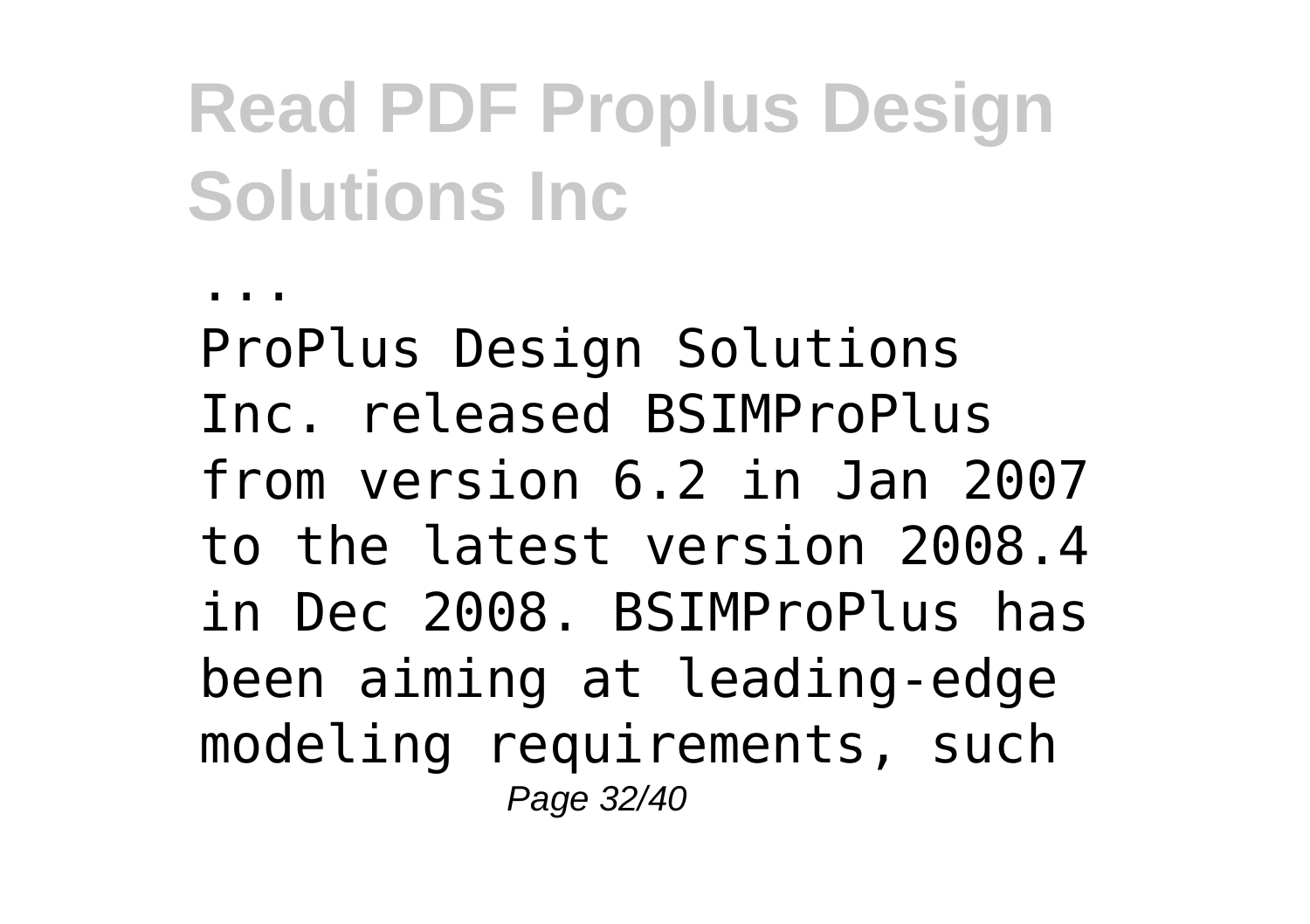...

ProPlus Design Solutions Inc. released BSIMProPlus from version 6.2 in Jan 2007 to the latest version 2008.4 in Dec 2008. BSIMProPlus has been aiming at leading-edge modeling requirements, such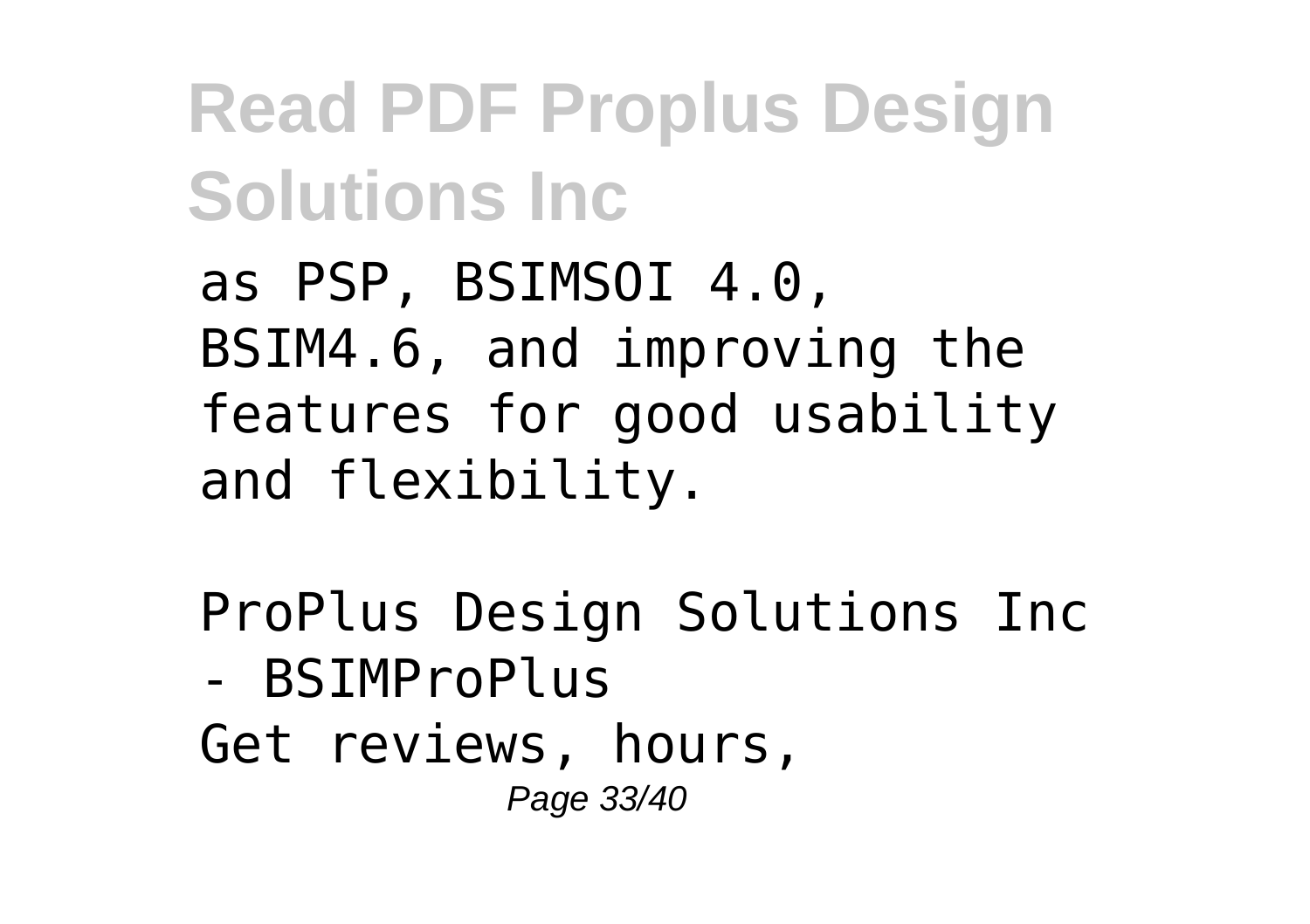as PSP, BSIMSOI 4.0, BSIM4.6, and improving the features for good usability and flexibility.

ProPlus Design Solutions Inc - BSIMProPlus

Get reviews, hours,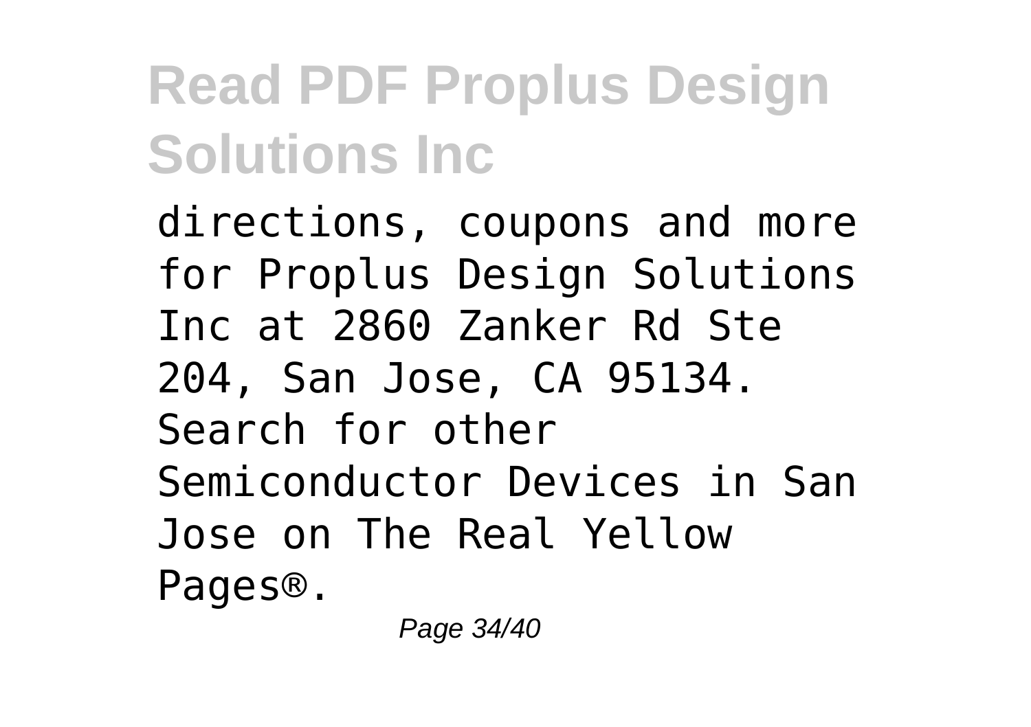directions, coupons and more for Proplus Design Solutions Inc at 2860 Zanker Rd Ste 204, San Jose, CA 95134. Search for other Semiconductor Devices in San Jose on The Real Yellow Pages®.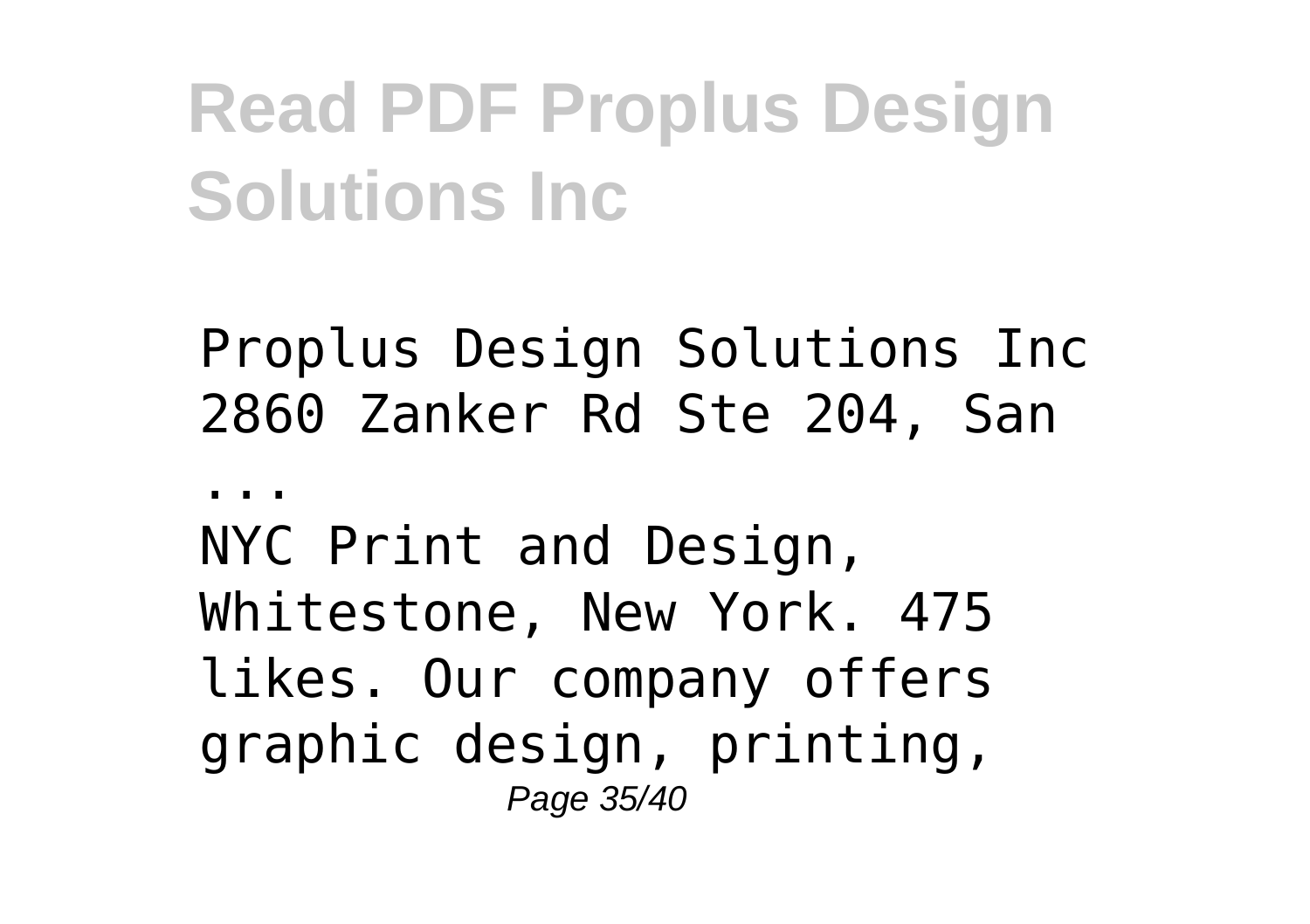Proplus Design Solutions Inc 2860 Zanker Rd Ste 204, San

...

NYC Print and Design, Whitestone, New York. 475 likes. Our company offers graphic design, printing,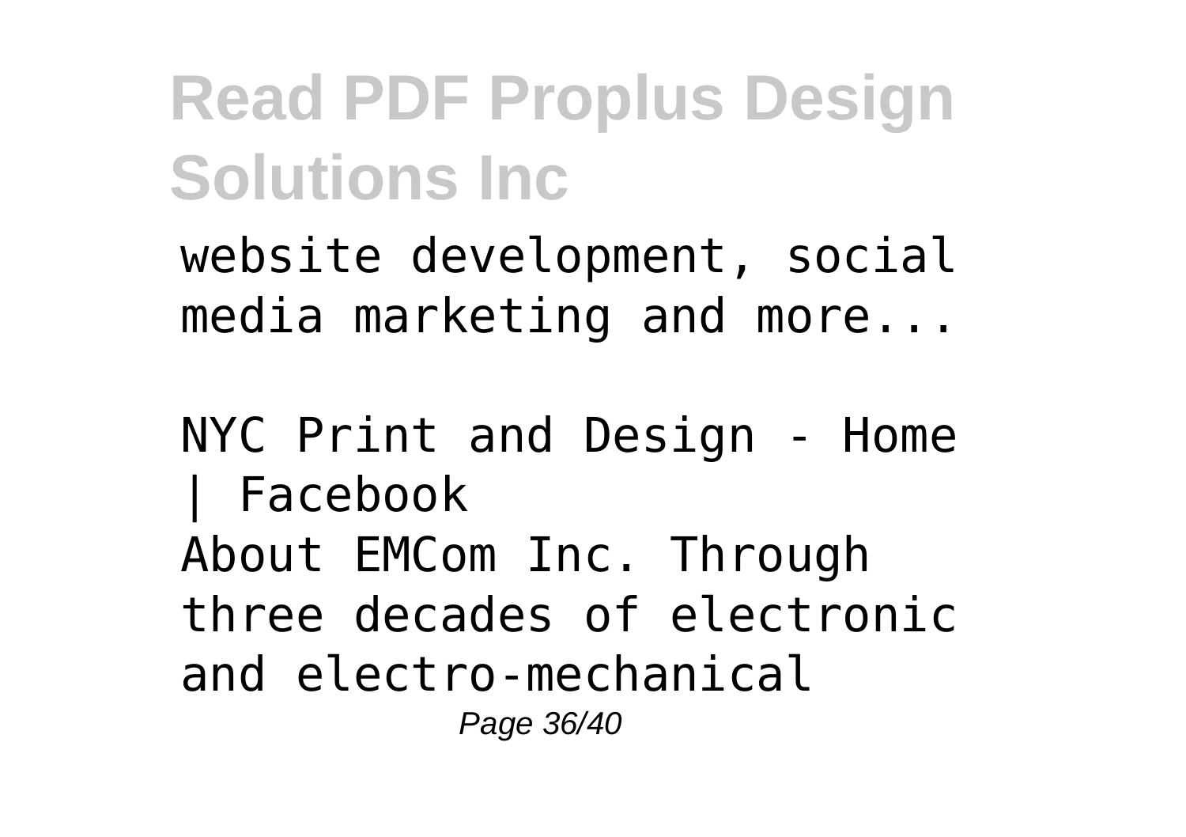website development, social media marketing and more...

NYC Print and Design - Home | Facebook

About EMCom Inc. Through three decades of electronic and electro-mechanical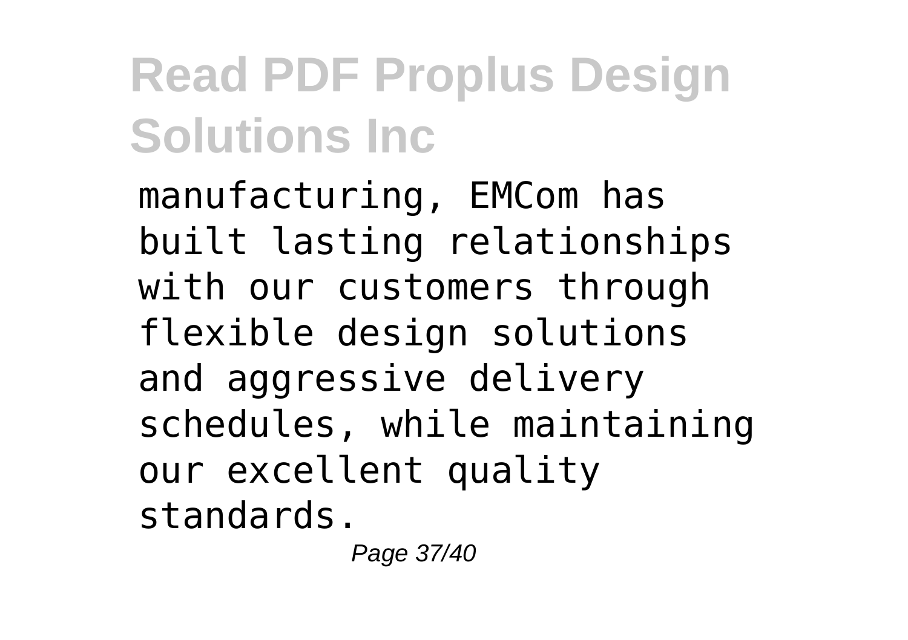manufacturing, EMCom has built lasting relationships with our customers through flexible design solutions and aggressive delivery schedules, while maintaining our excellent quality standards.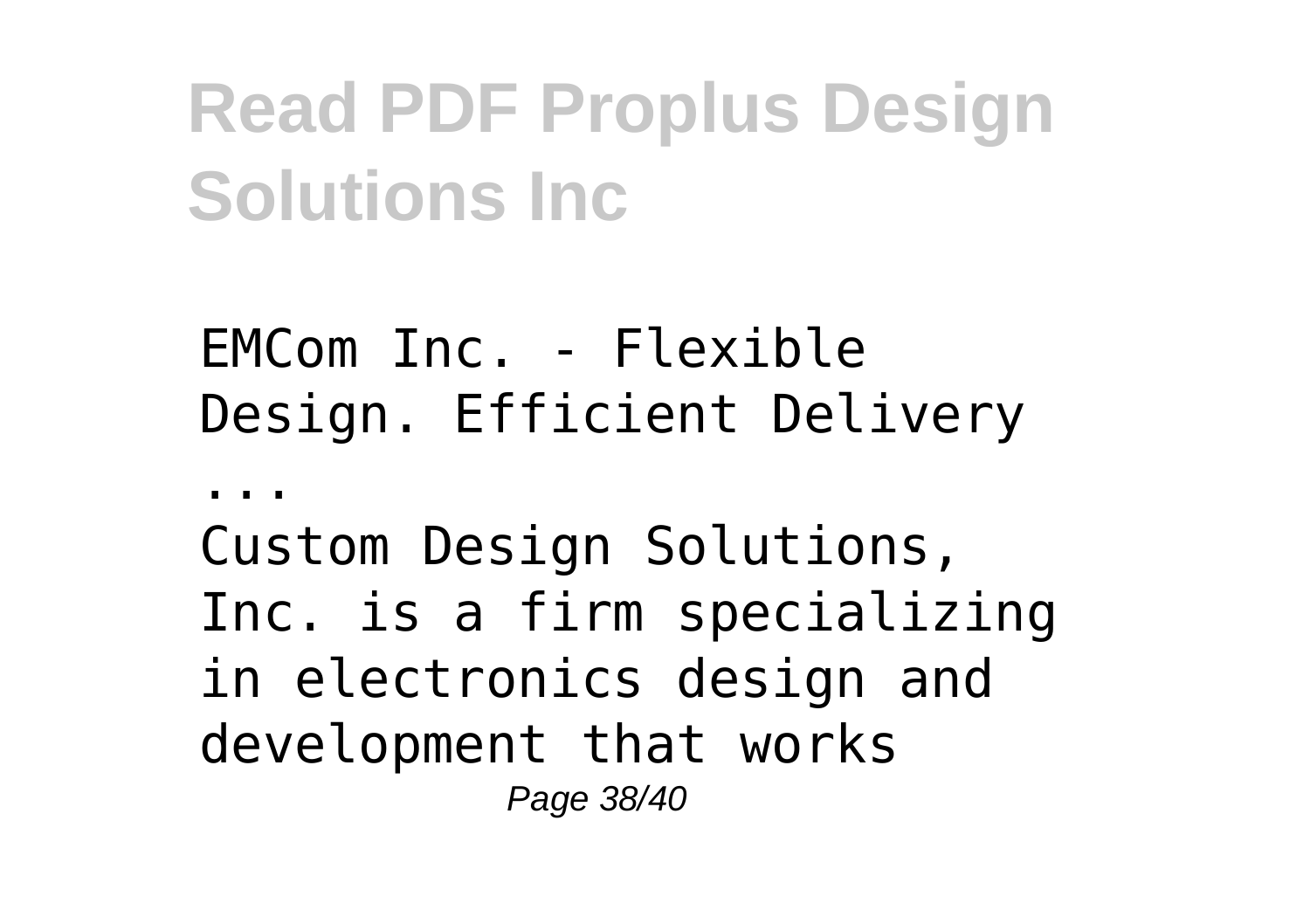EMCom Inc. - Flexible Design. Efficient Delivery ...

Custom Design Solutions, Inc. is a firm specializing in electronics design and development that works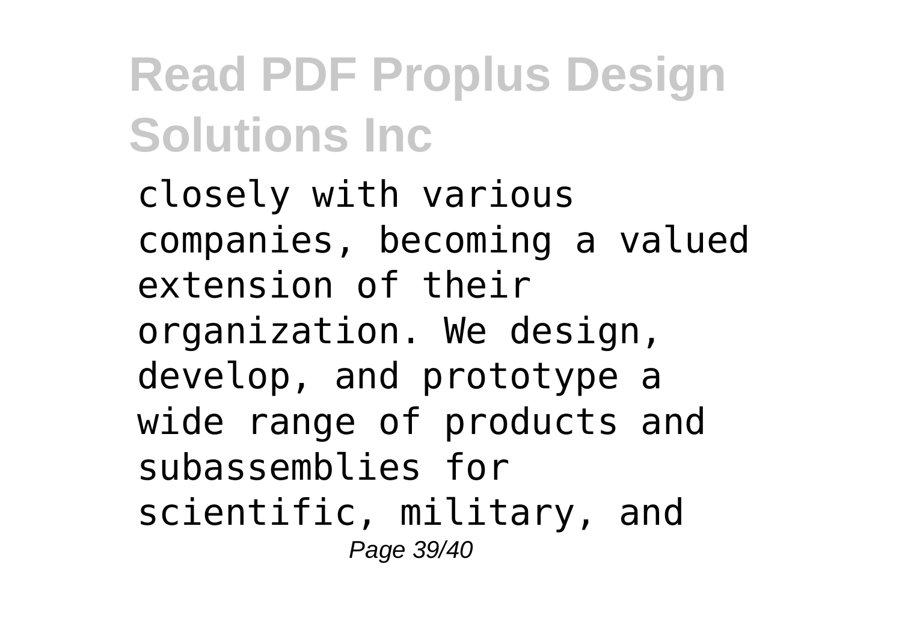closely with various companies, becoming a valued extension of their organization. We design, develop, and prototype a wide range of products and subassemblies for scientific, military, and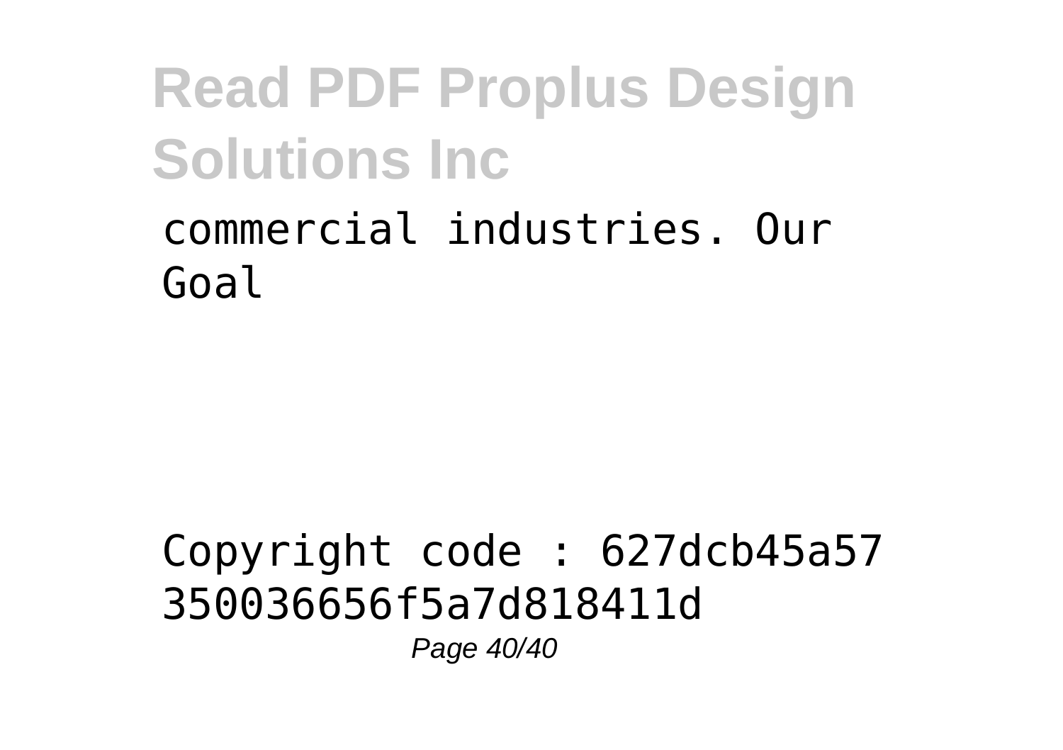commercial industries. Our Goal

Copyright code : 627dcb45a57350036656f5a7d818411d